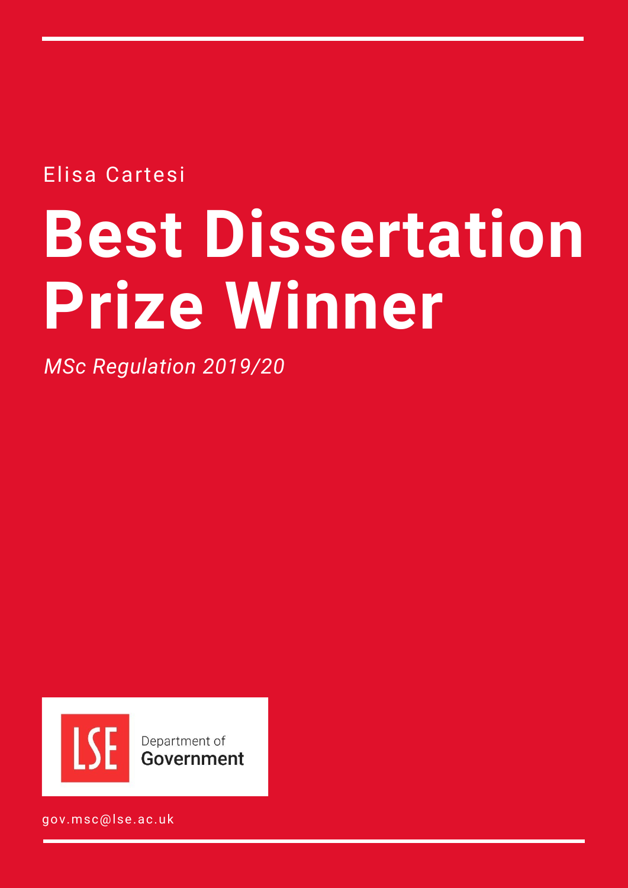Elisa Cartesi

# Best Dissertation Prize Winner

*MSc Regulation 2019/20*

LSE Department of Government

gov.msc@lse.ac.uk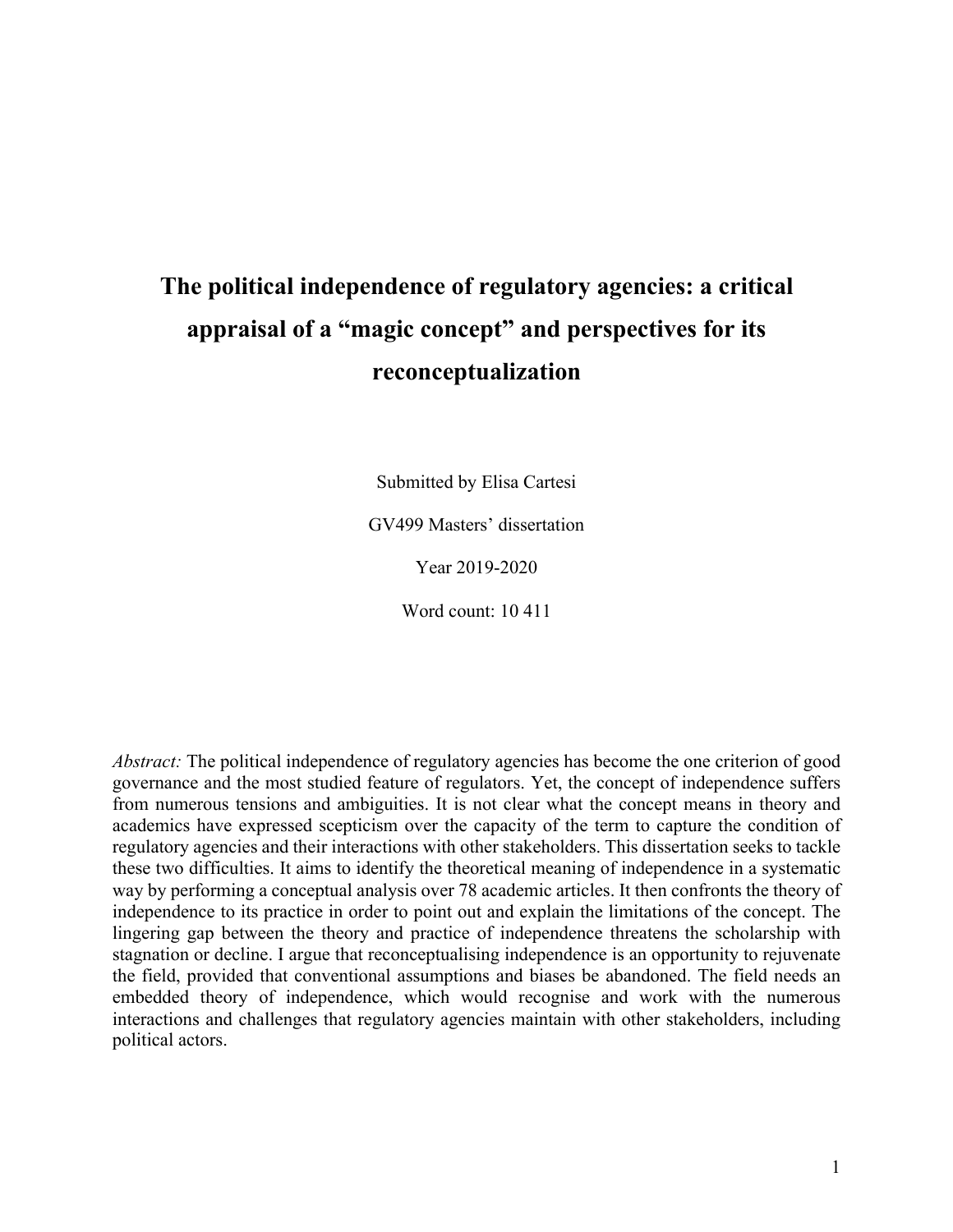# The political independence of regulatory agencies: a critical appraisal of a "magic concept" and perspectives for its reconceptualization

Submitted by Elisa Cartesi

GV499 Masters' dissertation

Year 2019-2020

Word count: 10 411

*Abstract:* The political independence of regulatory agencies has become the one criterion of good governance and the most studied feature of regulators. Yet, the concept of independence suffers from numerous tensions and ambiguities. It is not clear what the concept means in theory and academics have expressed scepticism over the capacity of the term to capture the condition of regulatory agencies and their interactions with other stakeholders. This dissertation seeks to tackle these two difficulties. It aims to identify the theoretical meaning of independence in a systematic way by performing a conceptual analysis over 78 academic articles. It then confronts the theory of independence to its practice in order to point out and explain the limitations of the concept. The lingering gap between the theory and practice of independence threatens the scholarship with stagnation or decline. I argue that reconceptualising independence is an opportunity to rejuvenate the field, provided that conventional assumptions and biases be abandoned. The field needs an embedded theory of independence, which would recognise and work with the numerous interactions and challenges that regulatory agencies maintain with other stakeholders, including political actors.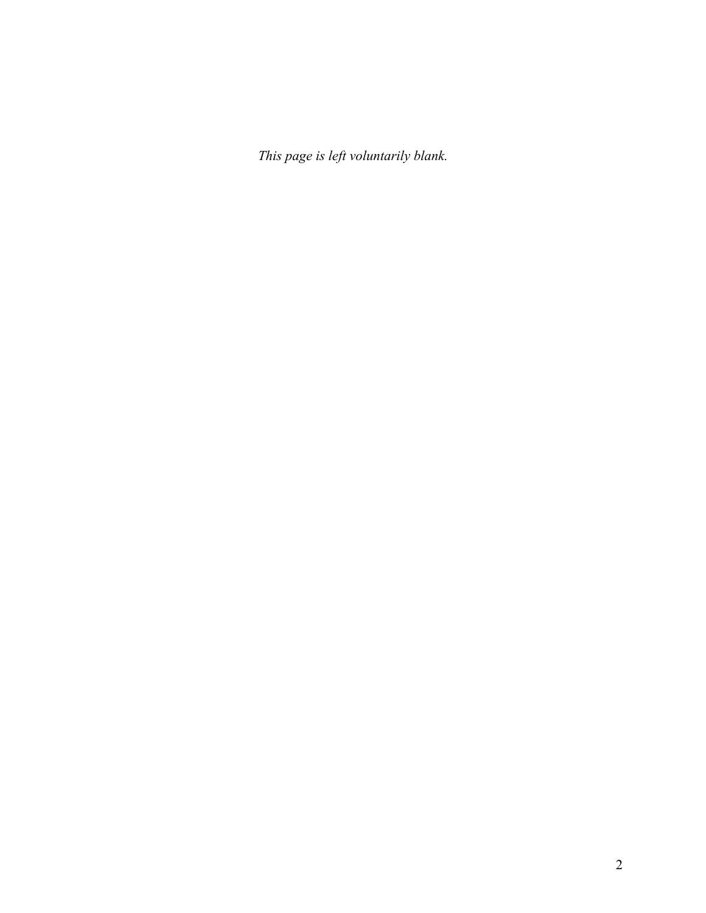*This page is left voluntarily blank.*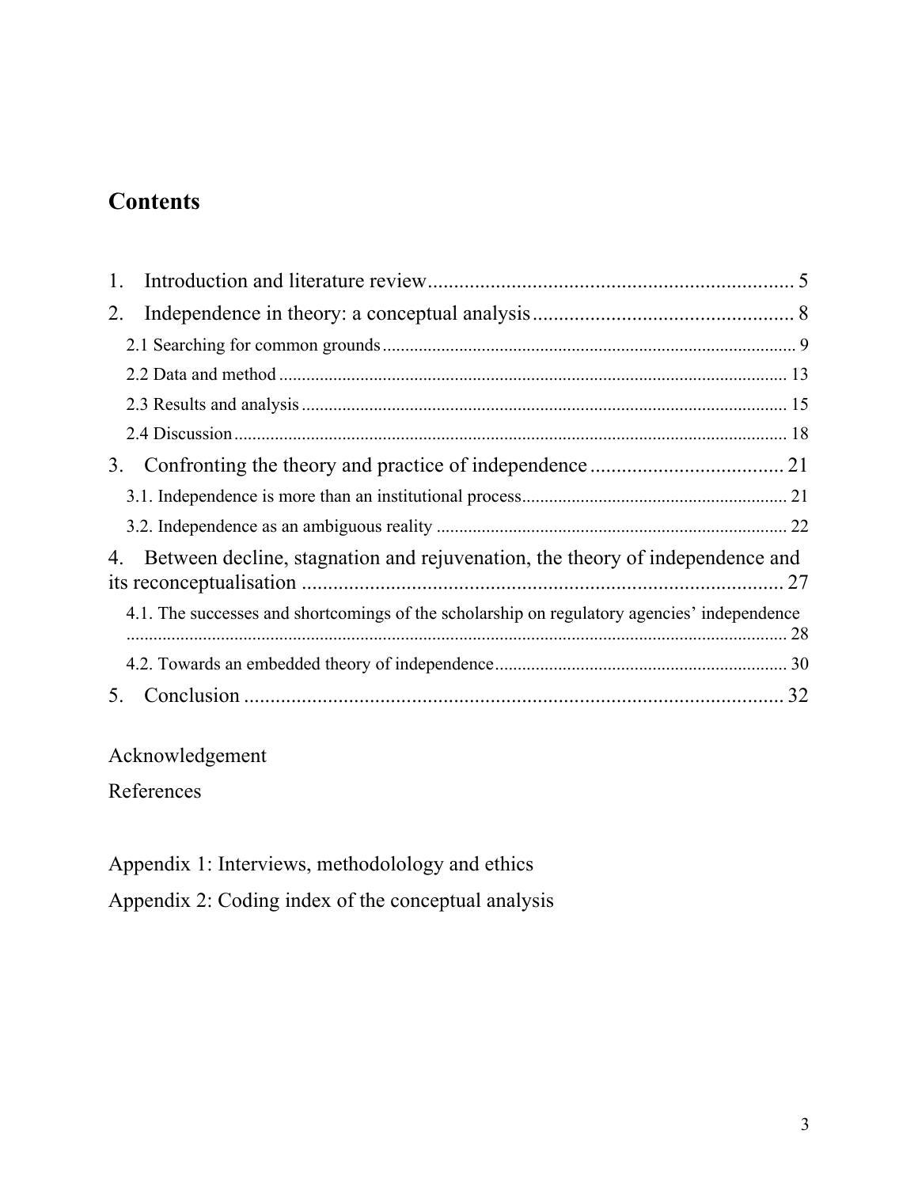# Contents

1. Introduction and literature review ..................................................................... 5
2. Independence in theory: a conceptual analysis ................................................. 8
   - 2.1 Searching for common grounds ........................................................................................... 9
   - 2.2 Data and method ................................................................................................................ 13
   - 2.3 Results and analysis ........................................................................................................... 15
   - 2.4 Discussion .......................................................................................................................... 18
3. Confronting the theory and practice of independence ..................................... 21
   - 3.1. Independence is more than an institutional process.......................................................... 21
   - 3.2. Independence as an ambiguous reality ............................................................................. 22
4. Between decline, stagnation and rejuvenation, the theory of independence and its reconceptualisation ........................................................................................... 27
   - 4.1. The successes and shortcomings of the scholarship on regulatory agencies' independence ................................................................................................................................... 28
   - 4.2. Towards an embedded theory of independence................................................................ 30
5. Conclusion ....................................................................................................... 32

Acknowledgement

References

Appendix 1: Interviews, methodolology and ethics

Appendix 2: Coding index of the conceptual analysis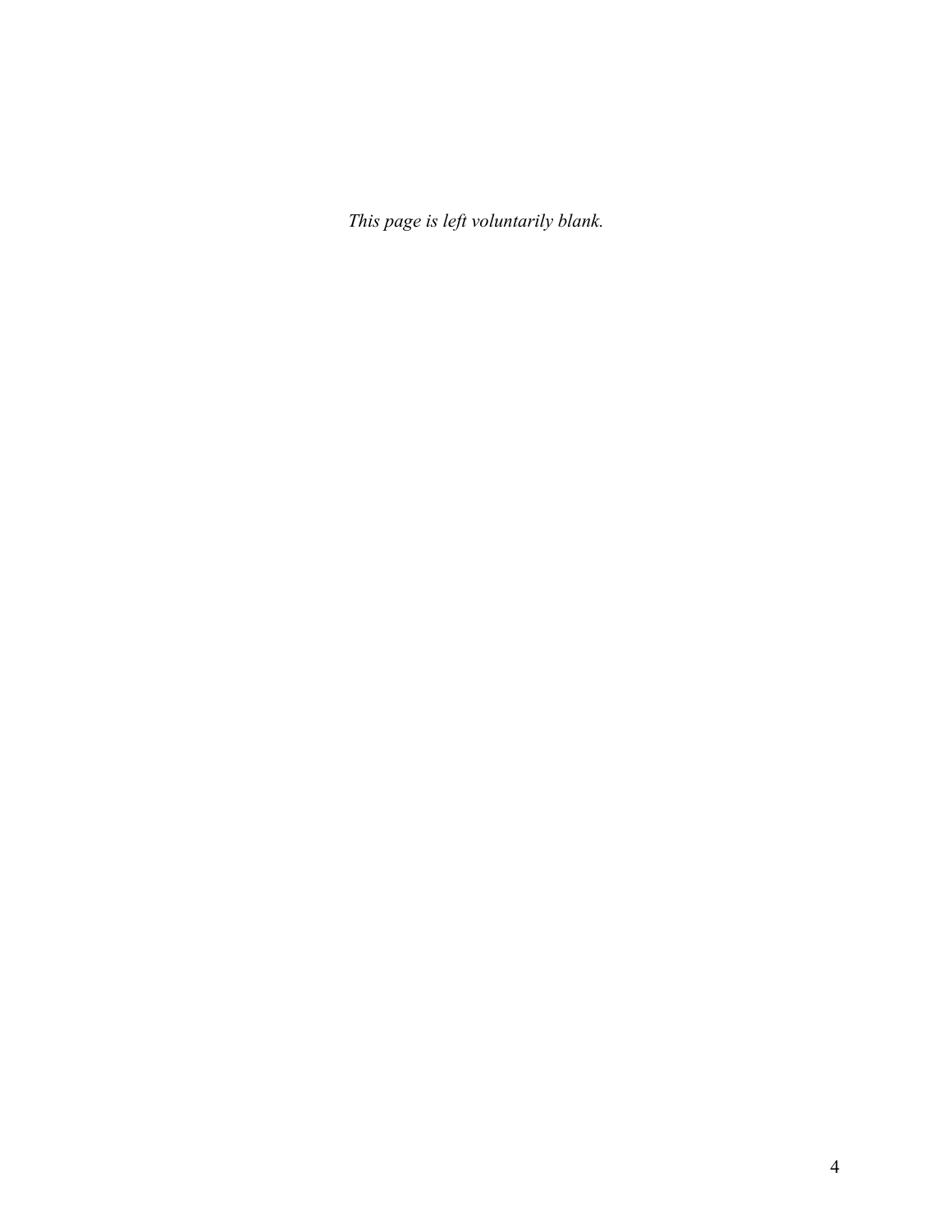*This page is left voluntarily blank.*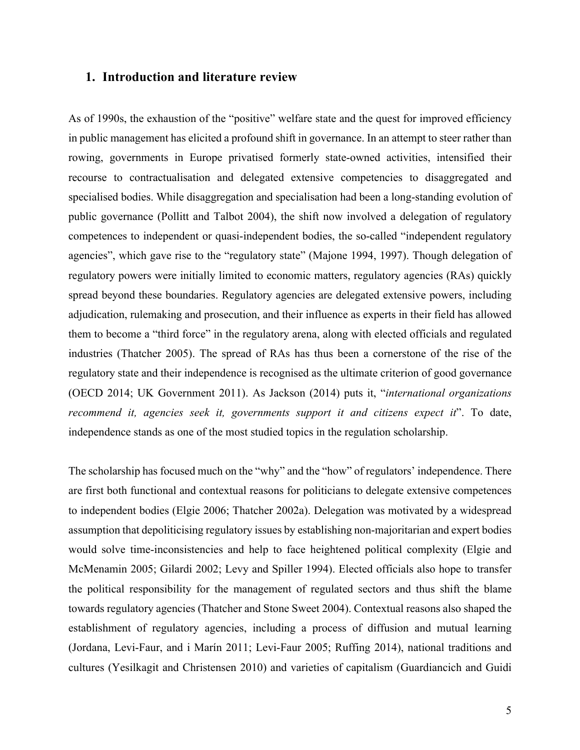## 1. Introduction and literature review

As of 1990s, the exhaustion of the "positive" welfare state and the quest for improved efficiency in public management has elicited a profound shift in governance. In an attempt to steer rather than rowing, governments in Europe privatised formerly state-owned activities, intensified their recourse to contractualisation and delegated extensive competencies to disaggregated and specialised bodies. While disaggregation and specialisation had been a long-standing evolution of public governance (Pollitt and Talbot 2004), the shift now involved a delegation of regulatory competences to independent or quasi-independent bodies, the so-called "independent regulatory agencies", which gave rise to the "regulatory state" (Majone 1994, 1997). Though delegation of regulatory powers were initially limited to economic matters, regulatory agencies (RAs) quickly spread beyond these boundaries. Regulatory agencies are delegated extensive powers, including adjudication, rulemaking and prosecution, and their influence as experts in their field has allowed them to become a "third force" in the regulatory arena, along with elected officials and regulated industries (Thatcher 2005). The spread of RAs has thus been a cornerstone of the rise of the regulatory state and their independence is recognised as the ultimate criterion of good governance (OECD 2014; UK Government 2011). As Jackson (2014) puts it, "*international organizations recommend it, agencies seek it, governments support it and citizens expect it*". To date, independence stands as one of the most studied topics in the regulation scholarship.

The scholarship has focused much on the "why" and the "how" of regulators' independence. There are first both functional and contextual reasons for politicians to delegate extensive competences to independent bodies (Elgie 2006; Thatcher 2002a). Delegation was motivated by a widespread assumption that depoliticising regulatory issues by establishing non-majoritarian and expert bodies would solve time-inconsistencies and help to face heightened political complexity (Elgie and McMenamin 2005; Gilardi 2002; Levy and Spiller 1994). Elected officials also hope to transfer the political responsibility for the management of regulated sectors and thus shift the blame towards regulatory agencies (Thatcher and Stone Sweet 2004). Contextual reasons also shaped the establishment of regulatory agencies, including a process of diffusion and mutual learning (Jordana, Levi-Faur, and i Marín 2011; Levi-Faur 2005; Ruffing 2014), national traditions and cultures (Yesilkagit and Christensen 2010) and varieties of capitalism (Guardiancich and Guidi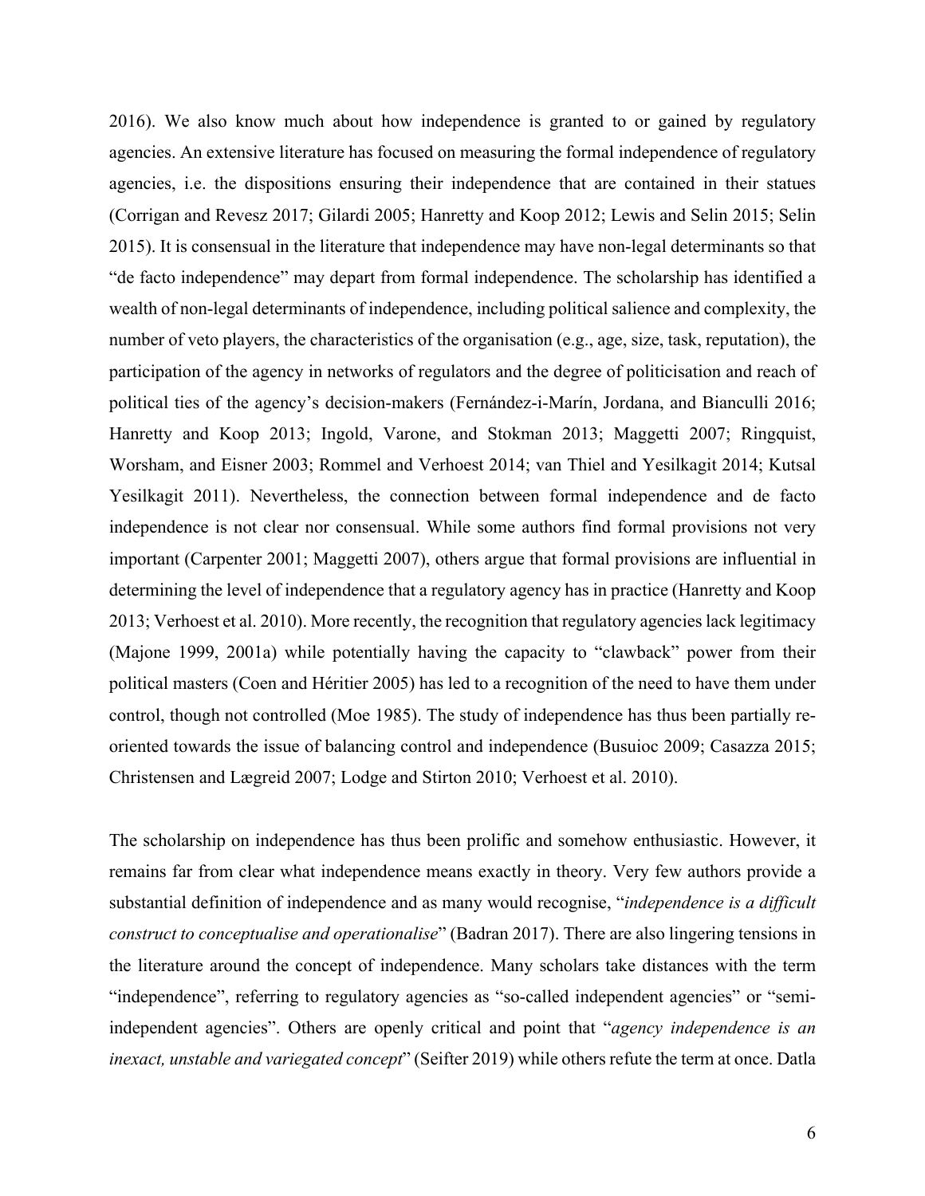2016). We also know much about how independence is granted to or gained by regulatory agencies. An extensive literature has focused on measuring the formal independence of regulatory agencies, i.e. the dispositions ensuring their independence that are contained in their statues (Corrigan and Revesz 2017; Gilardi 2005; Hanretty and Koop 2012; Lewis and Selin 2015; Selin 2015). It is consensual in the literature that independence may have non-legal determinants so that "de facto independence" may depart from formal independence. The scholarship has identified a wealth of non-legal determinants of independence, including political salience and complexity, the number of veto players, the characteristics of the organisation (e.g., age, size, task, reputation), the participation of the agency in networks of regulators and the degree of politicisation and reach of political ties of the agency's decision-makers (Fernández-i-Marín, Jordana, and Bianculli 2016; Hanretty and Koop 2013; Ingold, Varone, and Stokman 2013; Maggetti 2007; Ringquist, Worsham, and Eisner 2003; Rommel and Verhoest 2014; van Thiel and Yesilkagit 2014; Kutsal Yesilkagit 2011). Nevertheless, the connection between formal independence and de facto independence is not clear nor consensual. While some authors find formal provisions not very important (Carpenter 2001; Maggetti 2007), others argue that formal provisions are influential in determining the level of independence that a regulatory agency has in practice (Hanretty and Koop 2013; Verhoest et al. 2010). More recently, the recognition that regulatory agencies lack legitimacy (Majone 1999, 2001a) while potentially having the capacity to "clawback" power from their political masters (Coen and Héritier 2005) has led to a recognition of the need to have them under control, though not controlled (Moe 1985). The study of independence has thus been partially re-oriented towards the issue of balancing control and independence (Busuioc 2009; Casazza 2015; Christensen and Lægreid 2007; Lodge and Stirton 2010; Verhoest et al. 2010).

The scholarship on independence has thus been prolific and somehow enthusiastic. However, it remains far from clear what independence means exactly in theory. Very few authors provide a substantial definition of independence and as many would recognise, "*independence is a difficult construct to conceptualise and operationalise*" (Badran 2017). There are also lingering tensions in the literature around the concept of independence. Many scholars take distances with the term "independence", referring to regulatory agencies as "so-called independent agencies" or "semi-independent agencies". Others are openly critical and point that "*agency independence is an inexact, unstable and variegated concept*" (Seifter 2019) while others refute the term at once. Datla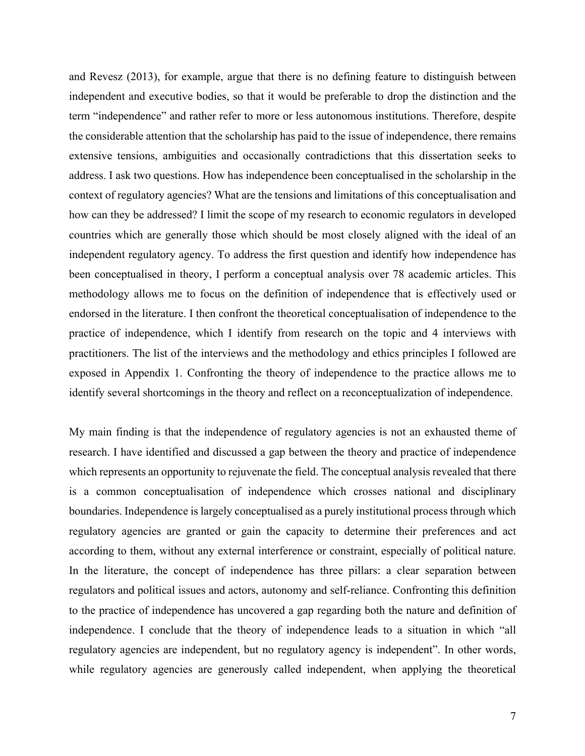and Revesz (2013), for example, argue that there is no defining feature to distinguish between independent and executive bodies, so that it would be preferable to drop the distinction and the term "independence" and rather refer to more or less autonomous institutions. Therefore, despite the considerable attention that the scholarship has paid to the issue of independence, there remains extensive tensions, ambiguities and occasionally contradictions that this dissertation seeks to address. I ask two questions. How has independence been conceptualised in the scholarship in the context of regulatory agencies? What are the tensions and limitations of this conceptualisation and how can they be addressed? I limit the scope of my research to economic regulators in developed countries which are generally those which should be most closely aligned with the ideal of an independent regulatory agency. To address the first question and identify how independence has been conceptualised in theory, I perform a conceptual analysis over 78 academic articles. This methodology allows me to focus on the definition of independence that is effectively used or endorsed in the literature. I then confront the theoretical conceptualisation of independence to the practice of independence, which I identify from research on the topic and 4 interviews with practitioners. The list of the interviews and the methodology and ethics principles I followed are exposed in Appendix 1. Confronting the theory of independence to the practice allows me to identify several shortcomings in the theory and reflect on a reconceptualization of independence.

My main finding is that the independence of regulatory agencies is not an exhausted theme of research. I have identified and discussed a gap between the theory and practice of independence which represents an opportunity to rejuvenate the field. The conceptual analysis revealed that there is a common conceptualisation of independence which crosses national and disciplinary boundaries. Independence is largely conceptualised as a purely institutional process through which regulatory agencies are granted or gain the capacity to determine their preferences and act according to them, without any external interference or constraint, especially of political nature. In the literature, the concept of independence has three pillars: a clear separation between regulators and political issues and actors, autonomy and self-reliance. Confronting this definition to the practice of independence has uncovered a gap regarding both the nature and definition of independence. I conclude that the theory of independence leads to a situation in which "all regulatory agencies are independent, but no regulatory agency is independent". In other words, while regulatory agencies are generously called independent, when applying the theoretical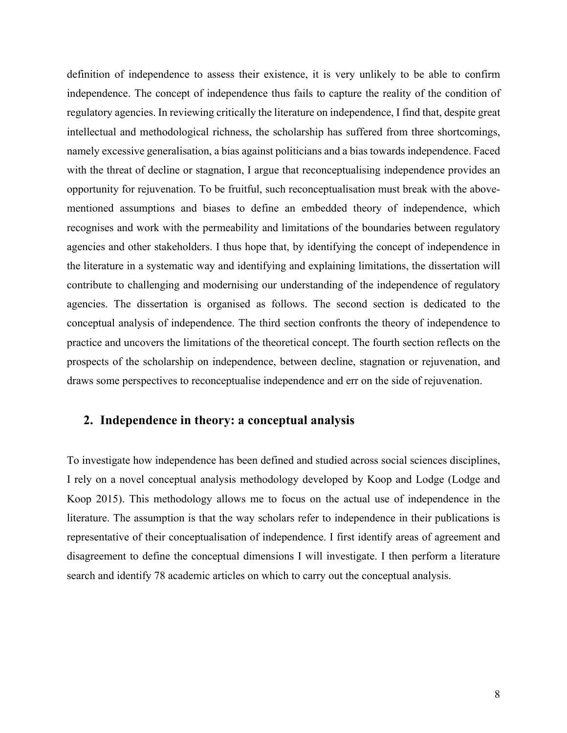definition of independence to assess their existence, it is very unlikely to be able to confirm independence. The concept of independence thus fails to capture the reality of the condition of regulatory agencies. In reviewing critically the literature on independence, I find that, despite great intellectual and methodological richness, the scholarship has suffered from three shortcomings, namely excessive generalisation, a bias against politicians and a bias towards independence. Faced with the threat of decline or stagnation, I argue that reconceptualising independence provides an opportunity for rejuvenation. To be fruitful, such reconceptualisation must break with the above-mentioned assumptions and biases to define an embedded theory of independence, which recognises and work with the permeability and limitations of the boundaries between regulatory agencies and other stakeholders. I thus hope that, by identifying the concept of independence in the literature in a systematic way and identifying and explaining limitations, the dissertation will contribute to challenging and modernising our understanding of the independence of regulatory agencies. The dissertation is organised as follows. The second section is dedicated to the conceptual analysis of independence. The third section confronts the theory of independence to practice and uncovers the limitations of the theoretical concept. The fourth section reflects on the prospects of the scholarship on independence, between decline, stagnation or rejuvenation, and draws some perspectives to reconceptualise independence and err on the side of rejuvenation.

## 2. Independence in theory: a conceptual analysis

To investigate how independence has been defined and studied across social sciences disciplines, I rely on a novel conceptual analysis methodology developed by Koop and Lodge (Lodge and Koop 2015). This methodology allows me to focus on the actual use of independence in the literature. The assumption is that the way scholars refer to independence in their publications is representative of their conceptualisation of independence. I first identify areas of agreement and disagreement to define the conceptual dimensions I will investigate. I then perform a literature search and identify 78 academic articles on which to carry out the conceptual analysis.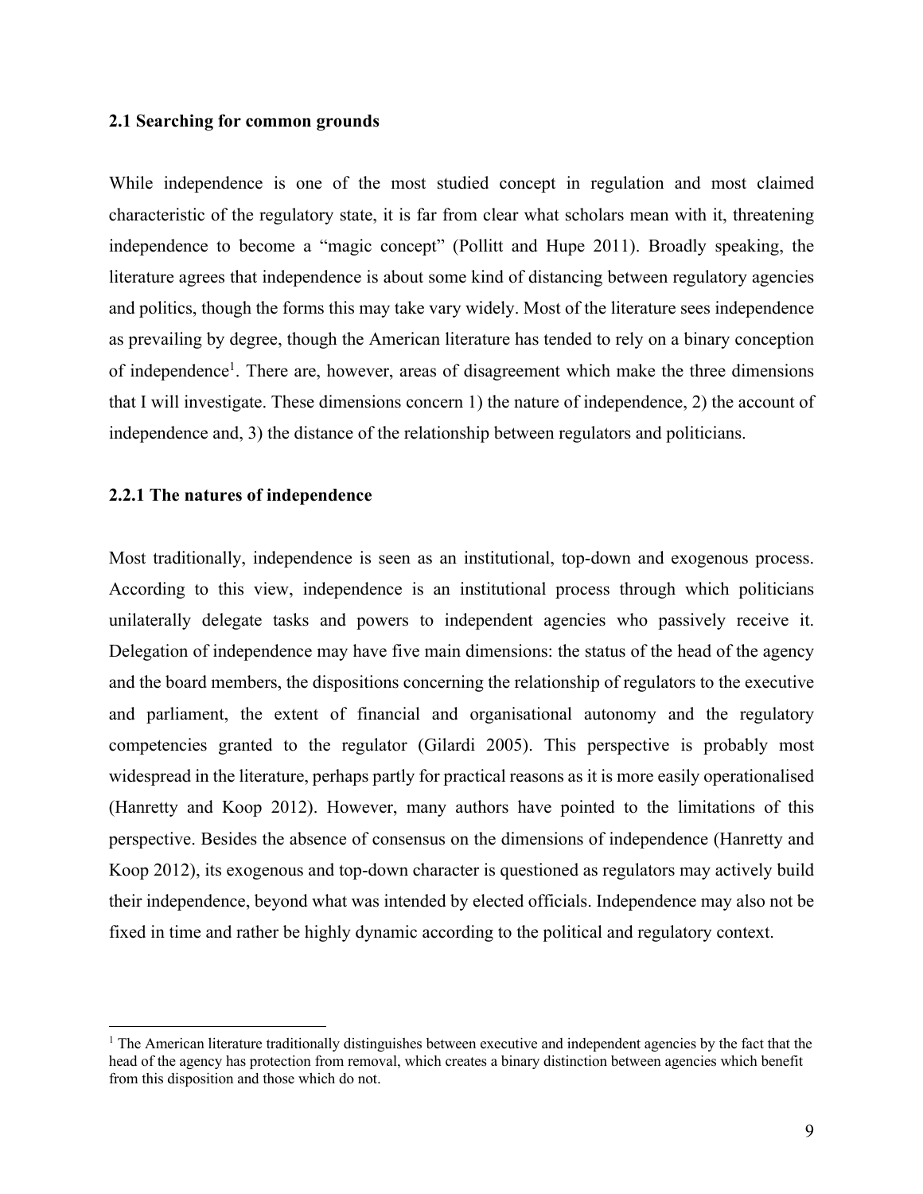### 2.1 Searching for common grounds

While independence is one of the most studied concept in regulation and most claimed characteristic of the regulatory state, it is far from clear what scholars mean with it, threatening independence to become a "magic concept" (Pollitt and Hupe 2011). Broadly speaking, the literature agrees that independence is about some kind of distancing between regulatory agencies and politics, though the forms this may take vary widely. Most of the literature sees independence as prevailing by degree, though the American literature has tended to rely on a binary conception of independence[1]. There are, however, areas of disagreement which make the three dimensions that I will investigate. These dimensions concern 1) the nature of independence, 2) the account of independence and, 3) the distance of the relationship between regulators and politicians.

### 2.2.1 The natures of independence

Most traditionally, independence is seen as an institutional, top-down and exogenous process. According to this view, independence is an institutional process through which politicians unilaterally delegate tasks and powers to independent agencies who passively receive it. Delegation of independence may have five main dimensions: the status of the head of the agency and the board members, the dispositions concerning the relationship of regulators to the executive and parliament, the extent of financial and organisational autonomy and the regulatory competencies granted to the regulator (Gilardi 2005). This perspective is probably most widespread in the literature, perhaps partly for practical reasons as it is more easily operationalised (Hanretty and Koop 2012). However, many authors have pointed to the limitations of this perspective. Besides the absence of consensus on the dimensions of independence (Hanretty and Koop 2012), its exogenous and top-down character is questioned as regulators may actively build their independence, beyond what was intended by elected officials. Independence may also not be fixed in time and rather be highly dynamic according to the political and regulatory context.

---

[1] The American literature traditionally distinguishes between executive and independent agencies by the fact that the head of the agency has protection from removal, which creates a binary distinction between agencies which benefit from this disposition and those which do not.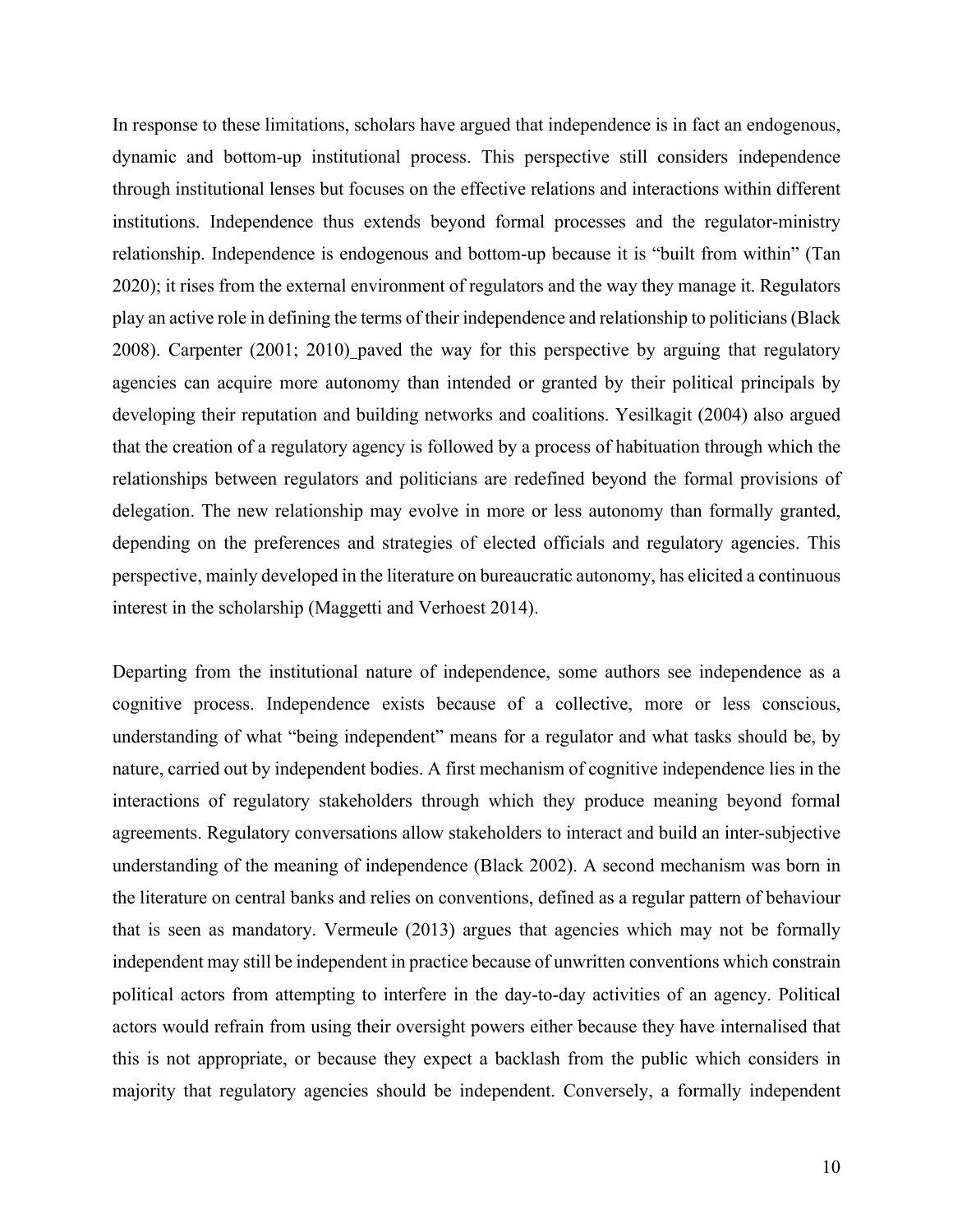In response to these limitations, scholars have argued that independence is in fact an endogenous, dynamic and bottom-up institutional process. This perspective still considers independence through institutional lenses but focuses on the effective relations and interactions within different institutions. Independence thus extends beyond formal processes and the regulator-ministry relationship. Independence is endogenous and bottom-up because it is "built from within" (Tan 2020); it rises from the external environment of regulators and the way they manage it. Regulators play an active role in defining the terms of their independence and relationship to politicians (Black 2008). Carpenter (2001; 2010) paved the way for this perspective by arguing that regulatory agencies can acquire more autonomy than intended or granted by their political principals by developing their reputation and building networks and coalitions. Yesilkagit (2004) also argued that the creation of a regulatory agency is followed by a process of habituation through which the relationships between regulators and politicians are redefined beyond the formal provisions of delegation. The new relationship may evolve in more or less autonomy than formally granted, depending on the preferences and strategies of elected officials and regulatory agencies. This perspective, mainly developed in the literature on bureaucratic autonomy, has elicited a continuous interest in the scholarship (Maggetti and Verhoest 2014).

Departing from the institutional nature of independence, some authors see independence as a cognitive process. Independence exists because of a collective, more or less conscious, understanding of what "being independent" means for a regulator and what tasks should be, by nature, carried out by independent bodies. A first mechanism of cognitive independence lies in the interactions of regulatory stakeholders through which they produce meaning beyond formal agreements. Regulatory conversations allow stakeholders to interact and build an inter-subjective understanding of the meaning of independence (Black 2002). A second mechanism was born in the literature on central banks and relies on conventions, defined as a regular pattern of behaviour that is seen as mandatory. Vermeule (2013) argues that agencies which may not be formally independent may still be independent in practice because of unwritten conventions which constrain political actors from attempting to interfere in the day-to-day activities of an agency. Political actors would refrain from using their oversight powers either because they have internalised that this is not appropriate, or because they expect a backlash from the public which considers in majority that regulatory agencies should be independent. Conversely, a formally independent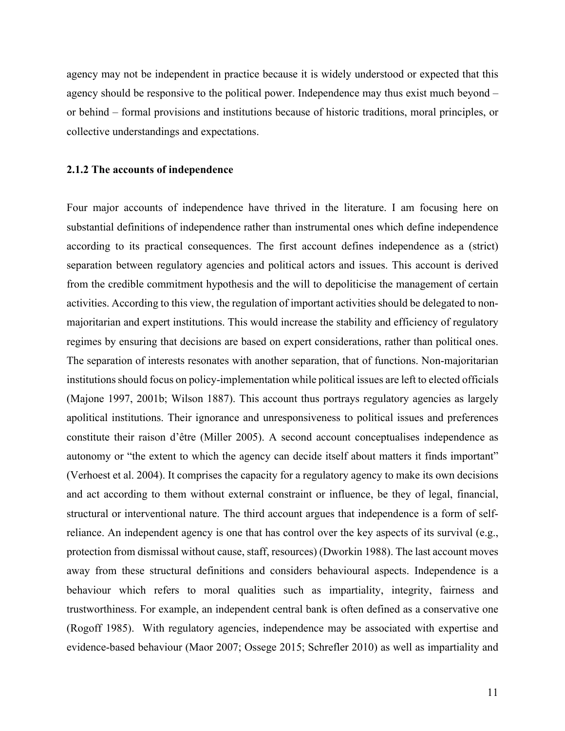agency may not be independent in practice because it is widely understood or expected that this agency should be responsive to the political power. Independence may thus exist much beyond – or behind – formal provisions and institutions because of historic traditions, moral principles, or collective understandings and expectations.

### 2.1.2 The accounts of independence

Four major accounts of independence have thrived in the literature. I am focusing here on substantial definitions of independence rather than instrumental ones which define independence according to its practical consequences. The first account defines independence as a (strict) separation between regulatory agencies and political actors and issues. This account is derived from the credible commitment hypothesis and the will to depoliticise the management of certain activities. According to this view, the regulation of important activities should be delegated to non-majoritarian and expert institutions. This would increase the stability and efficiency of regulatory regimes by ensuring that decisions are based on expert considerations, rather than political ones. The separation of interests resonates with another separation, that of functions. Non-majoritarian institutions should focus on policy-implementation while political issues are left to elected officials (Majone 1997, 2001b; Wilson 1887). This account thus portrays regulatory agencies as largely apolitical institutions. Their ignorance and unresponsiveness to political issues and preferences constitute their raison d'être (Miller 2005). A second account conceptualises independence as autonomy or "the extent to which the agency can decide itself about matters it finds important" (Verhoest et al. 2004). It comprises the capacity for a regulatory agency to make its own decisions and act according to them without external constraint or influence, be they of legal, financial, structural or interventional nature. The third account argues that independence is a form of self-reliance. An independent agency is one that has control over the key aspects of its survival (e.g., protection from dismissal without cause, staff, resources) (Dworkin 1988). The last account moves away from these structural definitions and considers behavioural aspects. Independence is a behaviour which refers to moral qualities such as impartiality, integrity, fairness and trustworthiness. For example, an independent central bank is often defined as a conservative one (Rogoff 1985). With regulatory agencies, independence may be associated with expertise and evidence-based behaviour (Maor 2007; Ossege 2015; Schrefler 2010) as well as impartiality and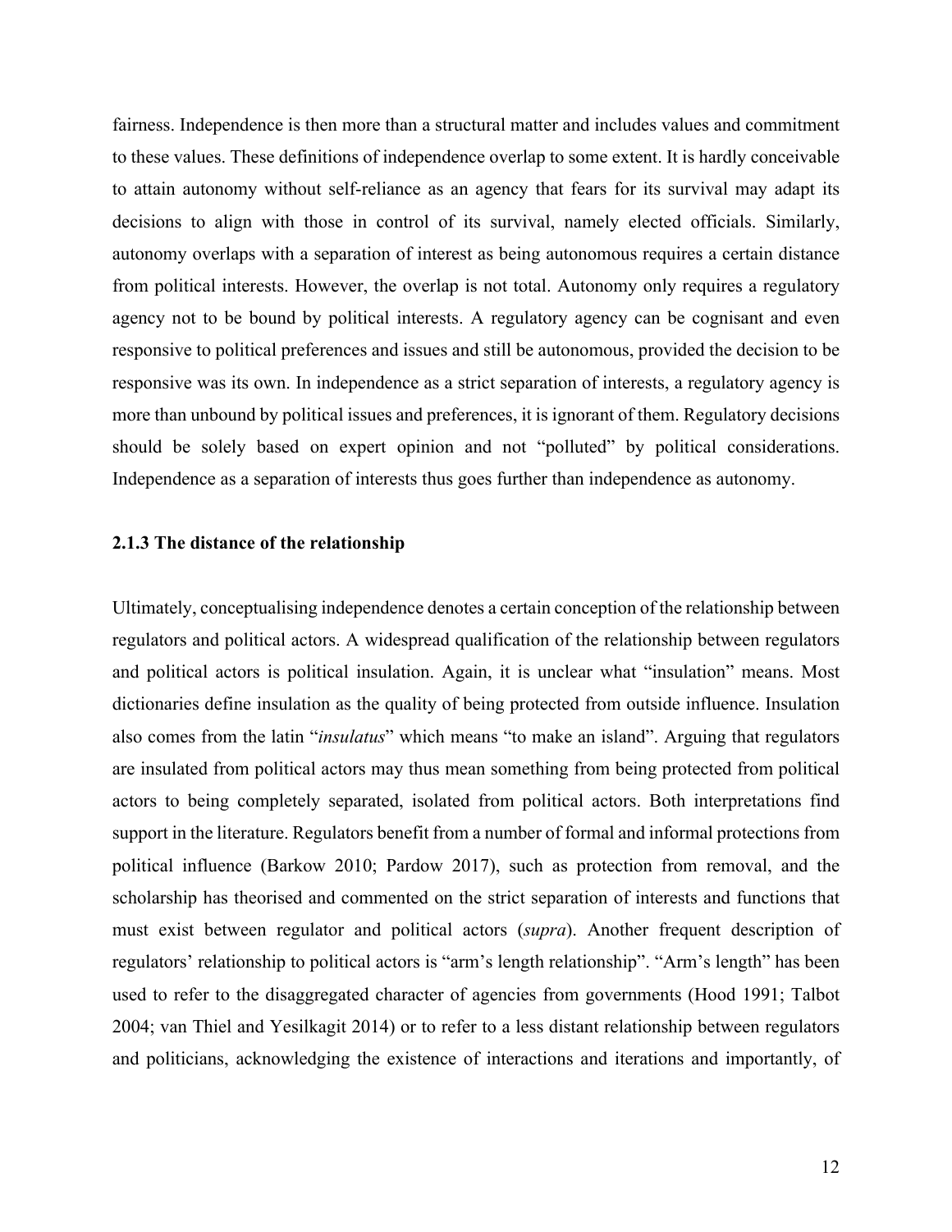fairness. Independence is then more than a structural matter and includes values and commitment to these values. These definitions of independence overlap to some extent. It is hardly conceivable to attain autonomy without self-reliance as an agency that fears for its survival may adapt its decisions to align with those in control of its survival, namely elected officials. Similarly, autonomy overlaps with a separation of interest as being autonomous requires a certain distance from political interests. However, the overlap is not total. Autonomy only requires a regulatory agency not to be bound by political interests. A regulatory agency can be cognisant and even responsive to political preferences and issues and still be autonomous, provided the decision to be responsive was its own. In independence as a strict separation of interests, a regulatory agency is more than unbound by political issues and preferences, it is ignorant of them. Regulatory decisions should be solely based on expert opinion and not "polluted" by political considerations. Independence as a separation of interests thus goes further than independence as autonomy.

### 2.1.3 The distance of the relationship

Ultimately, conceptualising independence denotes a certain conception of the relationship between regulators and political actors. A widespread qualification of the relationship between regulators and political actors is political insulation. Again, it is unclear what "insulation" means. Most dictionaries define insulation as the quality of being protected from outside influence. Insulation also comes from the latin "*insulatus*" which means "to make an island". Arguing that regulators are insulated from political actors may thus mean something from being protected from political actors to being completely separated, isolated from political actors. Both interpretations find support in the literature. Regulators benefit from a number of formal and informal protections from political influence (Barkow 2010; Pardow 2017), such as protection from removal, and the scholarship has theorised and commented on the strict separation of interests and functions that must exist between regulator and political actors (*supra*). Another frequent description of regulators' relationship to political actors is "arm's length relationship". "Arm's length" has been used to refer to the disaggregated character of agencies from governments (Hood 1991; Talbot 2004; van Thiel and Yesilkagit 2014) or to refer to a less distant relationship between regulators and politicians, acknowledging the existence of interactions and iterations and importantly, of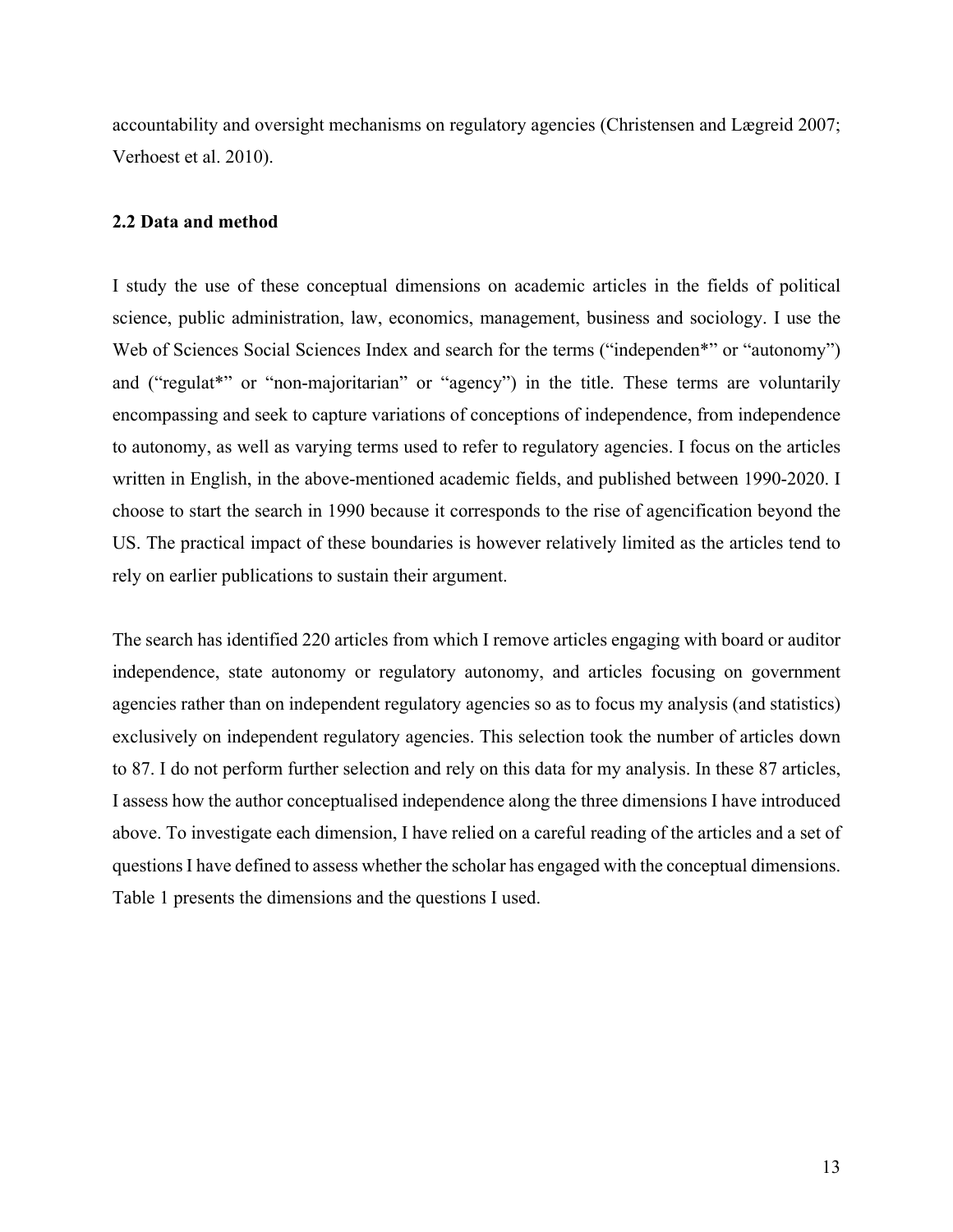accountability and oversight mechanisms on regulatory agencies (Christensen and Lægreid 2007; Verhoest et al. 2010).

### 2.2 Data and method

I study the use of these conceptual dimensions on academic articles in the fields of political science, public administration, law, economics, management, business and sociology. I use the Web of Sciences Social Sciences Index and search for the terms ("independen*" or "autonomy") and ("regulat*" or "non-majoritarian" or "agency") in the title. These terms are voluntarily encompassing and seek to capture variations of conceptions of independence, from independence to autonomy, as well as varying terms used to refer to regulatory agencies. I focus on the articles written in English, in the above-mentioned academic fields, and published between 1990-2020. I choose to start the search in 1990 because it corresponds to the rise of agencification beyond the US. The practical impact of these boundaries is however relatively limited as the articles tend to rely on earlier publications to sustain their argument.

The search has identified 220 articles from which I remove articles engaging with board or auditor independence, state autonomy or regulatory autonomy, and articles focusing on government agencies rather than on independent regulatory agencies so as to focus my analysis (and statistics) exclusively on independent regulatory agencies. This selection took the number of articles down to 87. I do not perform further selection and rely on this data for my analysis. In these 87 articles, I assess how the author conceptualised independence along the three dimensions I have introduced above. To investigate each dimension, I have relied on a careful reading of the articles and a set of questions I have defined to assess whether the scholar has engaged with the conceptual dimensions. Table 1 presents the dimensions and the questions I used.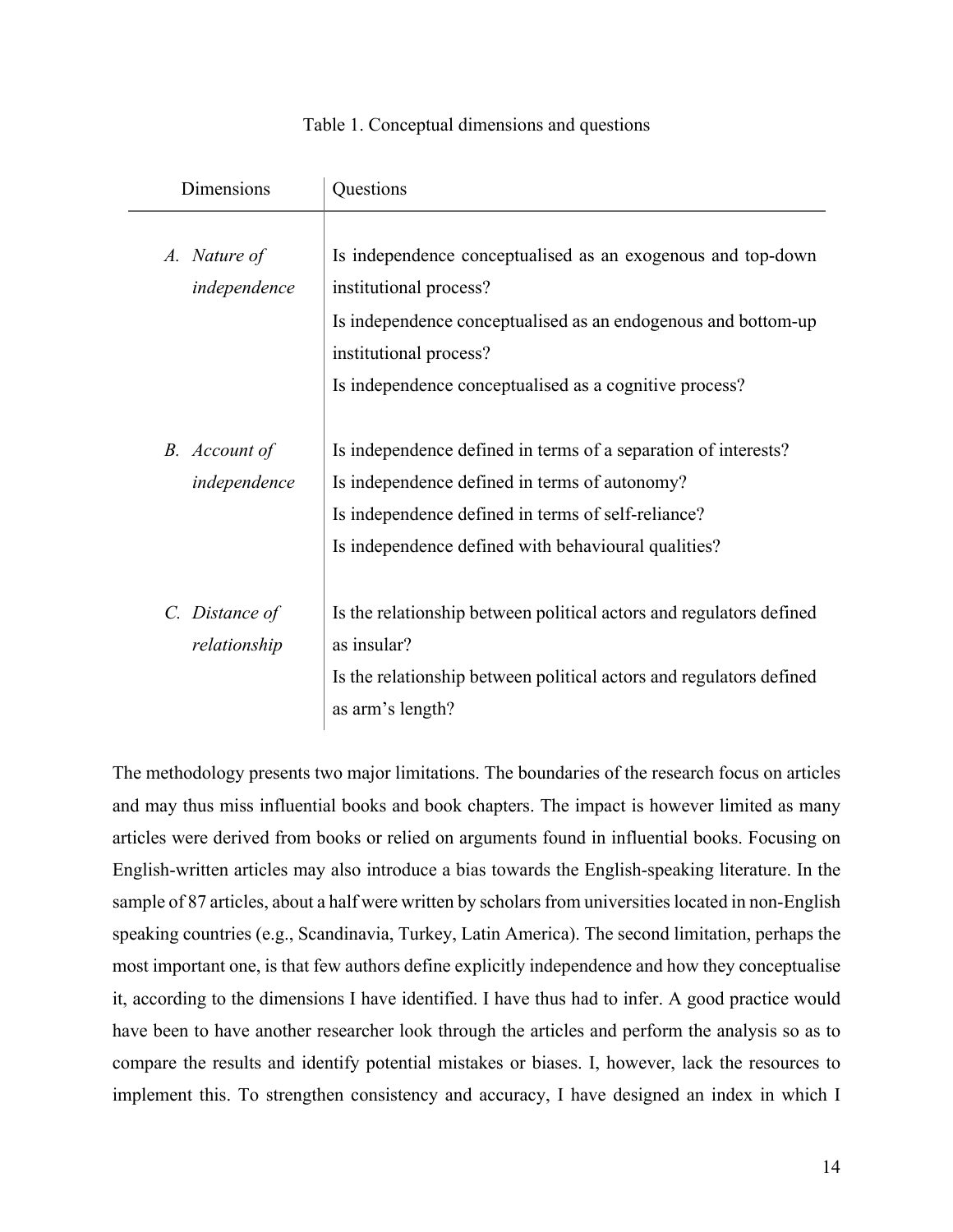Table 1. Conceptual dimensions and questions

| Dimensions | Questions |
|---|---|
| *A. Nature of independence* | Is independence conceptualised as an exogenous and top-down institutional process? |
| | Is independence conceptualised as an endogenous and bottom-up institutional process? |
| | Is independence conceptualised as a cognitive process? |
| *B. Account of independence* | Is independence defined in terms of a separation of interests? |
| | Is independence defined in terms of autonomy? |
| | Is independence defined in terms of self-reliance? |
| | Is independence defined with behavioural qualities? |
| *C. Distance of relationship* | Is the relationship between political actors and regulators defined as insular? |
| | Is the relationship between political actors and regulators defined as arm's length? |

The methodology presents two major limitations. The boundaries of the research focus on articles and may thus miss influential books and book chapters. The impact is however limited as many articles were derived from books or relied on arguments found in influential books. Focusing on English-written articles may also introduce a bias towards the English-speaking literature. In the sample of 87 articles, about a half were written by scholars from universities located in non-English speaking countries (e.g., Scandinavia, Turkey, Latin America). The second limitation, perhaps the most important one, is that few authors define explicitly independence and how they conceptualise it, according to the dimensions I have identified. I have thus had to infer. A good practice would have been to have another researcher look through the articles and perform the analysis so as to compare the results and identify potential mistakes or biases. I, however, lack the resources to implement this. To strengthen consistency and accuracy, I have designed an index in which I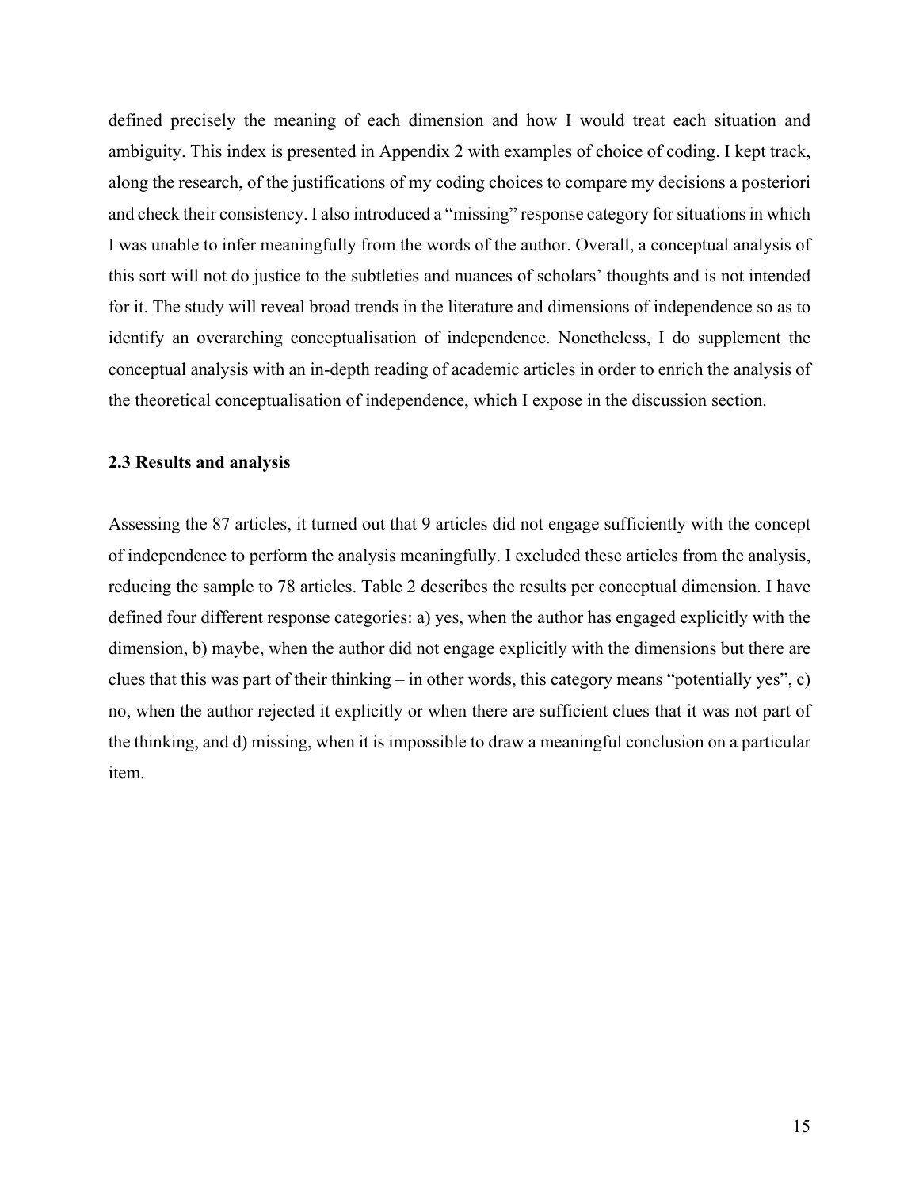defined precisely the meaning of each dimension and how I would treat each situation and ambiguity. This index is presented in Appendix 2 with examples of choice of coding. I kept track, along the research, of the justifications of my coding choices to compare my decisions a posteriori and check their consistency. I also introduced a "missing" response category for situations in which I was unable to infer meaningfully from the words of the author. Overall, a conceptual analysis of this sort will not do justice to the subtleties and nuances of scholars' thoughts and is not intended for it. The study will reveal broad trends in the literature and dimensions of independence so as to identify an overarching conceptualisation of independence. Nonetheless, I do supplement the conceptual analysis with an in-depth reading of academic articles in order to enrich the analysis of the theoretical conceptualisation of independence, which I expose in the discussion section.

### 2.3 Results and analysis

Assessing the 87 articles, it turned out that 9 articles did not engage sufficiently with the concept of independence to perform the analysis meaningfully. I excluded these articles from the analysis, reducing the sample to 78 articles. Table 2 describes the results per conceptual dimension. I have defined four different response categories: a) yes, when the author has engaged explicitly with the dimension, b) maybe, when the author did not engage explicitly with the dimensions but there are clues that this was part of their thinking – in other words, this category means "potentially yes", c) no, when the author rejected it explicitly or when there are sufficient clues that it was not part of the thinking, and d) missing, when it is impossible to draw a meaningful conclusion on a particular item.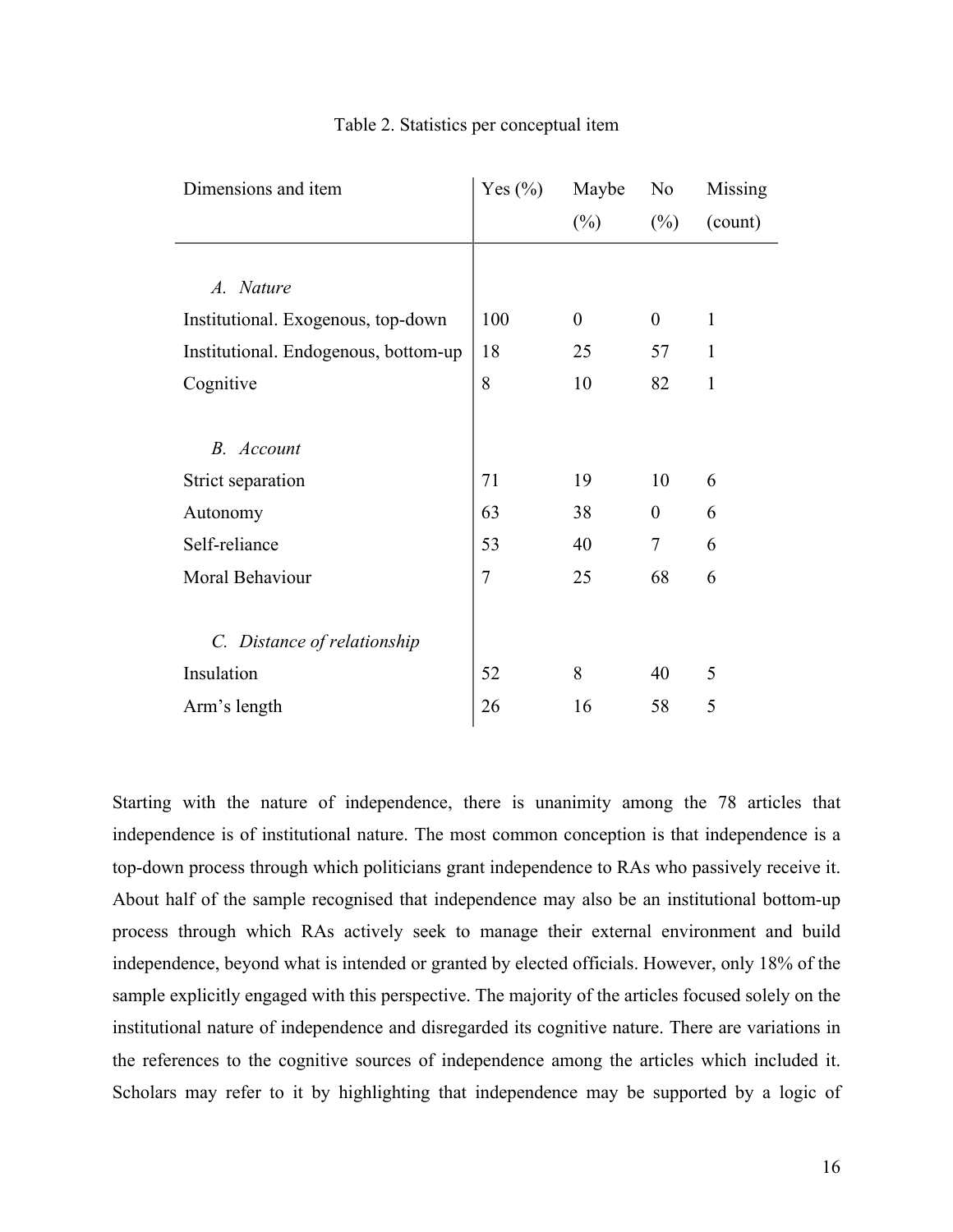Table 2. Statistics per conceptual item

| Dimensions and item | Yes (%) | Maybe (%) | No (%) | Missing (count) |
|---|---|---|---|---|
| *A. Nature* | | | | |
| Institutional. Exogenous, top-down | 100 | 0 | 0 | 1 |
| Institutional. Endogenous, bottom-up | 18 | 25 | 57 | 1 |
| Cognitive | 8 | 10 | 82 | 1 |
| *B. Account* | | | | |
| Strict separation | 71 | 19 | 10 | 6 |
| Autonomy | 63 | 38 | 0 | 6 |
| Self-reliance | 53 | 40 | 7 | 6 |
| Moral Behaviour | 7 | 25 | 68 | 6 |
| *C. Distance of relationship* | | | | |
| Insulation | 52 | 8 | 40 | 5 |
| Arm's length | 26 | 16 | 58 | 5 |

Starting with the nature of independence, there is unanimity among the 78 articles that independence is of institutional nature. The most common conception is that independence is a top-down process through which politicians grant independence to RAs who passively receive it. About half of the sample recognised that independence may also be an institutional bottom-up process through which RAs actively seek to manage their external environment and build independence, beyond what is intended or granted by elected officials. However, only 18% of the sample explicitly engaged with this perspective. The majority of the articles focused solely on the institutional nature of independence and disregarded its cognitive nature. There are variations in the references to the cognitive sources of independence among the articles which included it. Scholars may refer to it by highlighting that independence may be supported by a logic of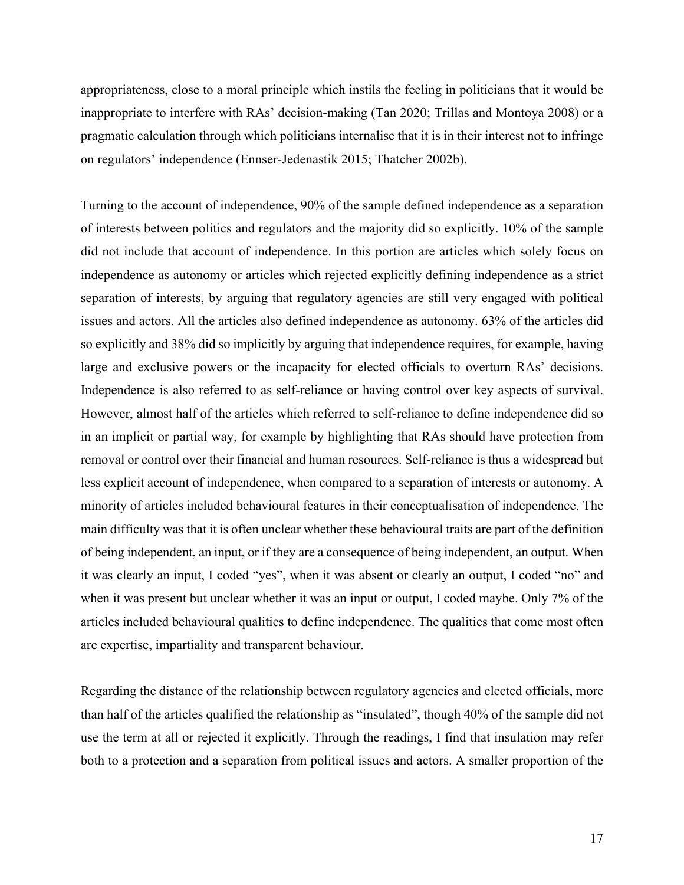appropriateness, close to a moral principle which instils the feeling in politicians that it would be inappropriate to interfere with RAs' decision-making (Tan 2020; Trillas and Montoya 2008) or a pragmatic calculation through which politicians internalise that it is in their interest not to infringe on regulators' independence (Ennser-Jedenastik 2015; Thatcher 2002b).

Turning to the account of independence, 90% of the sample defined independence as a separation of interests between politics and regulators and the majority did so explicitly. 10% of the sample did not include that account of independence. In this portion are articles which solely focus on independence as autonomy or articles which rejected explicitly defining independence as a strict separation of interests, by arguing that regulatory agencies are still very engaged with political issues and actors. All the articles also defined independence as autonomy. 63% of the articles did so explicitly and 38% did so implicitly by arguing that independence requires, for example, having large and exclusive powers or the incapacity for elected officials to overturn RAs' decisions. Independence is also referred to as self-reliance or having control over key aspects of survival. However, almost half of the articles which referred to self-reliance to define independence did so in an implicit or partial way, for example by highlighting that RAs should have protection from removal or control over their financial and human resources. Self-reliance is thus a widespread but less explicit account of independence, when compared to a separation of interests or autonomy. A minority of articles included behavioural features in their conceptualisation of independence. The main difficulty was that it is often unclear whether these behavioural traits are part of the definition of being independent, an input, or if they are a consequence of being independent, an output. When it was clearly an input, I coded "yes", when it was absent or clearly an output, I coded "no" and when it was present but unclear whether it was an input or output, I coded maybe. Only 7% of the articles included behavioural qualities to define independence. The qualities that come most often are expertise, impartiality and transparent behaviour.

Regarding the distance of the relationship between regulatory agencies and elected officials, more than half of the articles qualified the relationship as "insulated", though 40% of the sample did not use the term at all or rejected it explicitly. Through the readings, I find that insulation may refer both to a protection and a separation from political issues and actors. A smaller proportion of the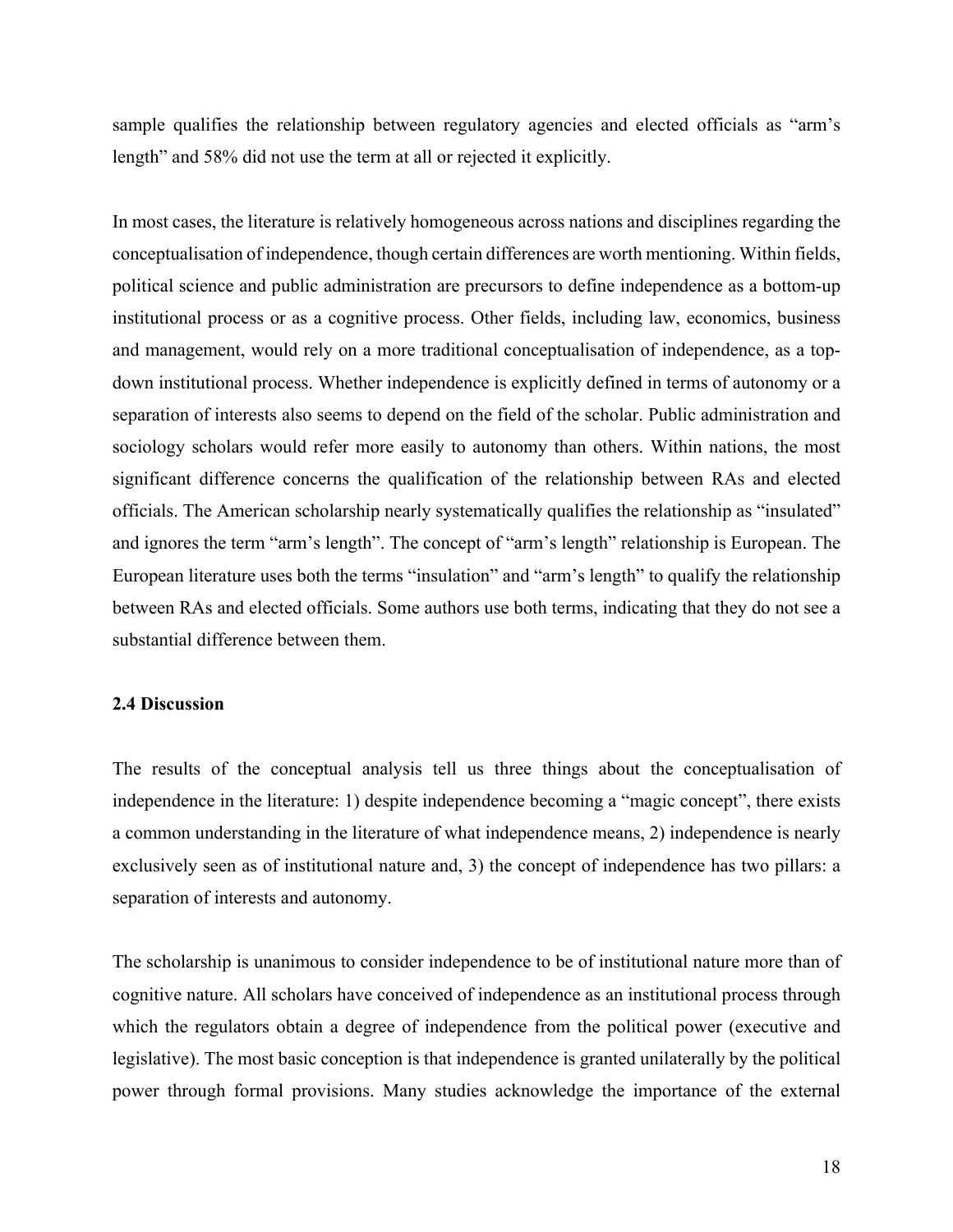sample qualifies the relationship between regulatory agencies and elected officials as "arm's length" and 58% did not use the term at all or rejected it explicitly.

In most cases, the literature is relatively homogeneous across nations and disciplines regarding the conceptualisation of independence, though certain differences are worth mentioning. Within fields, political science and public administration are precursors to define independence as a bottom-up institutional process or as a cognitive process. Other fields, including law, economics, business and management, would rely on a more traditional conceptualisation of independence, as a top-down institutional process. Whether independence is explicitly defined in terms of autonomy or a separation of interests also seems to depend on the field of the scholar. Public administration and sociology scholars would refer more easily to autonomy than others. Within nations, the most significant difference concerns the qualification of the relationship between RAs and elected officials. The American scholarship nearly systematically qualifies the relationship as "insulated" and ignores the term "arm's length". The concept of "arm's length" relationship is European. The European literature uses both the terms "insulation" and "arm's length" to qualify the relationship between RAs and elected officials. Some authors use both terms, indicating that they do not see a substantial difference between them.

### 2.4 Discussion

The results of the conceptual analysis tell us three things about the conceptualisation of independence in the literature: 1) despite independence becoming a "magic concept", there exists a common understanding in the literature of what independence means, 2) independence is nearly exclusively seen as of institutional nature and, 3) the concept of independence has two pillars: a separation of interests and autonomy.

The scholarship is unanimous to consider independence to be of institutional nature more than of cognitive nature. All scholars have conceived of independence as an institutional process through which the regulators obtain a degree of independence from the political power (executive and legislative). The most basic conception is that independence is granted unilaterally by the political power through formal provisions. Many studies acknowledge the importance of the external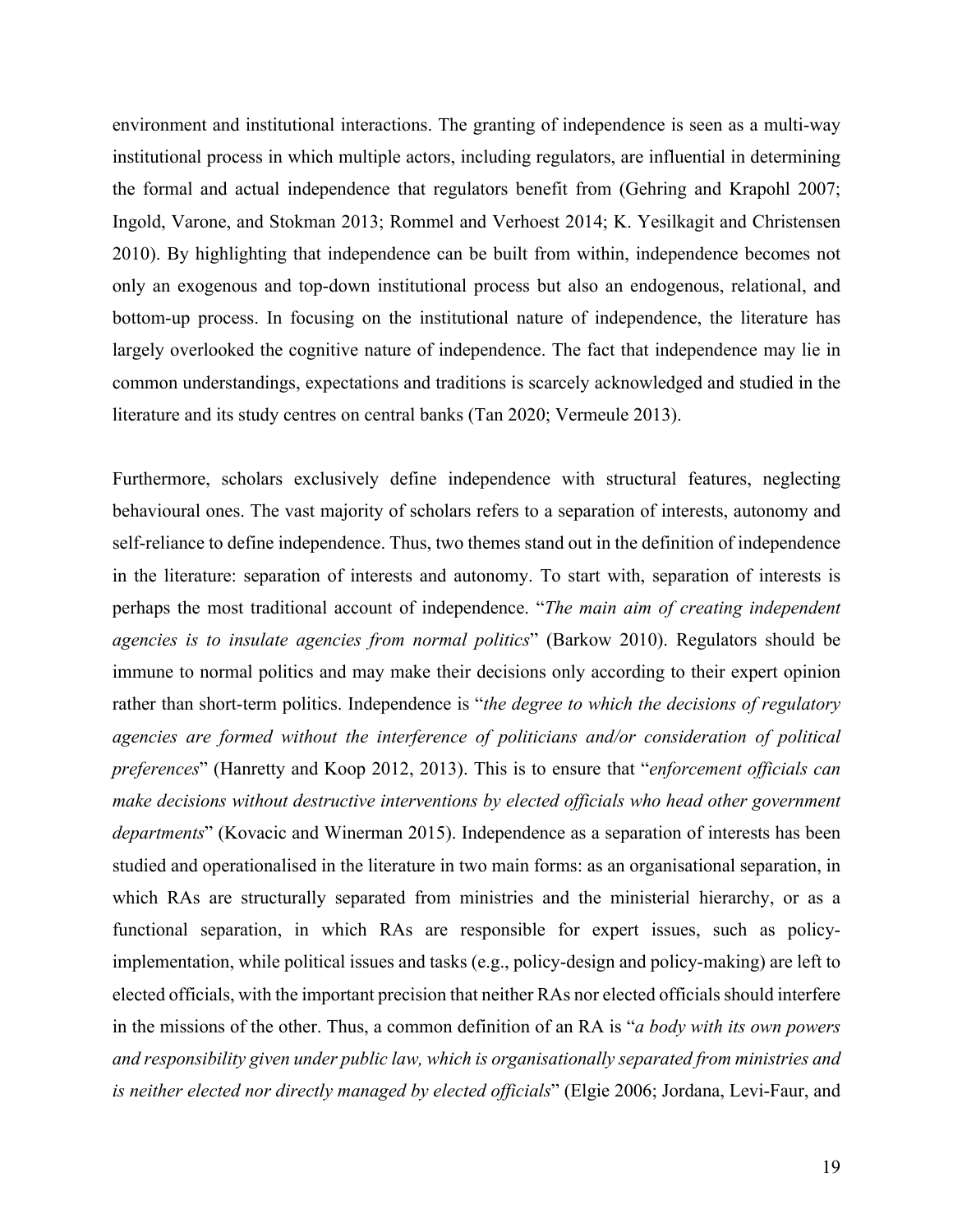environment and institutional interactions. The granting of independence is seen as a multi-way institutional process in which multiple actors, including regulators, are influential in determining the formal and actual independence that regulators benefit from (Gehring and Krapohl 2007; Ingold, Varone, and Stokman 2013; Rommel and Verhoest 2014; K. Yesilkagit and Christensen 2010). By highlighting that independence can be built from within, independence becomes not only an exogenous and top-down institutional process but also an endogenous, relational, and bottom-up process. In focusing on the institutional nature of independence, the literature has largely overlooked the cognitive nature of independence. The fact that independence may lie in common understandings, expectations and traditions is scarcely acknowledged and studied in the literature and its study centres on central banks (Tan 2020; Vermeule 2013).

Furthermore, scholars exclusively define independence with structural features, neglecting behavioural ones. The vast majority of scholars refers to a separation of interests, autonomy and self-reliance to define independence. Thus, two themes stand out in the definition of independence in the literature: separation of interests and autonomy. To start with, separation of interests is perhaps the most traditional account of independence. "*The main aim of creating independent agencies is to insulate agencies from normal politics*" (Barkow 2010). Regulators should be immune to normal politics and may make their decisions only according to their expert opinion rather than short-term politics. Independence is "*the degree to which the decisions of regulatory agencies are formed without the interference of politicians and/or consideration of political preferences*" (Hanretty and Koop 2012, 2013). This is to ensure that "*enforcement officials can make decisions without destructive interventions by elected officials who head other government departments*" (Kovacic and Winerman 2015). Independence as a separation of interests has been studied and operationalised in the literature in two main forms: as an organisational separation, in which RAs are structurally separated from ministries and the ministerial hierarchy, or as a functional separation, in which RAs are responsible for expert issues, such as policy-implementation, while political issues and tasks (e.g., policy-design and policy-making) are left to elected officials, with the important precision that neither RAs nor elected officials should interfere in the missions of the other. Thus, a common definition of an RA is "*a body with its own powers and responsibility given under public law, which is organisationally separated from ministries and is neither elected nor directly managed by elected officials*" (Elgie 2006; Jordana, Levi-Faur, and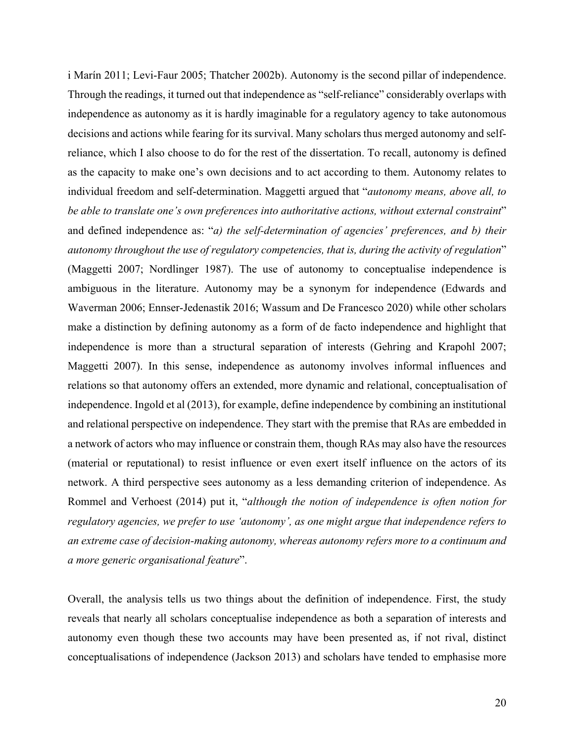i Marín 2011; Levi-Faur 2005; Thatcher 2002b). Autonomy is the second pillar of independence. Through the readings, it turned out that independence as "self-reliance" considerably overlaps with independence as autonomy as it is hardly imaginable for a regulatory agency to take autonomous decisions and actions while fearing for its survival. Many scholars thus merged autonomy and self-reliance, which I also choose to do for the rest of the dissertation. To recall, autonomy is defined as the capacity to make one's own decisions and to act according to them. Autonomy relates to individual freedom and self-determination. Maggetti argued that "*autonomy means, above all, to be able to translate one's own preferences into authoritative actions, without external constraint*" and defined independence as: "*a) the self-determination of agencies' preferences, and b) their autonomy throughout the use of regulatory competencies, that is, during the activity of regulation*" (Maggetti 2007; Nordlinger 1987). The use of autonomy to conceptualise independence is ambiguous in the literature. Autonomy may be a synonym for independence (Edwards and Waverman 2006; Ennser-Jedenastik 2016; Wassum and De Francesco 2020) while other scholars make a distinction by defining autonomy as a form of de facto independence and highlight that independence is more than a structural separation of interests (Gehring and Krapohl 2007; Maggetti 2007). In this sense, independence as autonomy involves informal influences and relations so that autonomy offers an extended, more dynamic and relational, conceptualisation of independence. Ingold et al (2013), for example, define independence by combining an institutional and relational perspective on independence. They start with the premise that RAs are embedded in a network of actors who may influence or constrain them, though RAs may also have the resources (material or reputational) to resist influence or even exert itself influence on the actors of its network. A third perspective sees autonomy as a less demanding criterion of independence. As Rommel and Verhoest (2014) put it, "*although the notion of independence is often notion for regulatory agencies, we prefer to use 'autonomy', as one might argue that independence refers to an extreme case of decision-making autonomy, whereas autonomy refers more to a continuum and a more generic organisational feature*".

Overall, the analysis tells us two things about the definition of independence. First, the study reveals that nearly all scholars conceptualise independence as both a separation of interests and autonomy even though these two accounts may have been presented as, if not rival, distinct conceptualisations of independence (Jackson 2013) and scholars have tended to emphasise more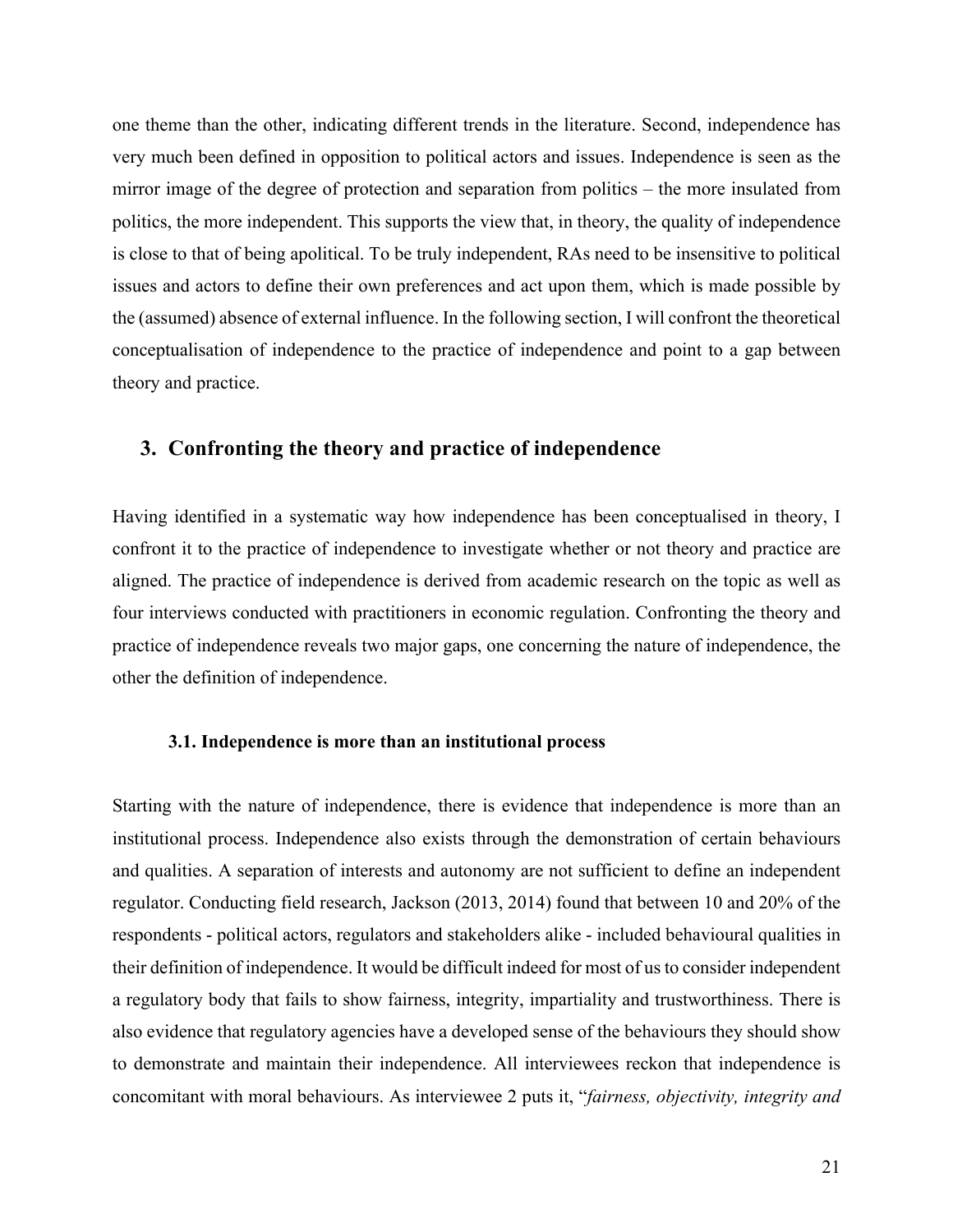one theme than the other, indicating different trends in the literature. Second, independence has very much been defined in opposition to political actors and issues. Independence is seen as the mirror image of the degree of protection and separation from politics – the more insulated from politics, the more independent. This supports the view that, in theory, the quality of independence is close to that of being apolitical. To be truly independent, RAs need to be insensitive to political issues and actors to define their own preferences and act upon them, which is made possible by the (assumed) absence of external influence. In the following section, I will confront the theoretical conceptualisation of independence to the practice of independence and point to a gap between theory and practice.

## 3. Confronting the theory and practice of independence

Having identified in a systematic way how independence has been conceptualised in theory, I confront it to the practice of independence to investigate whether or not theory and practice are aligned. The practice of independence is derived from academic research on the topic as well as four interviews conducted with practitioners in economic regulation. Confronting the theory and practice of independence reveals two major gaps, one concerning the nature of independence, the other the definition of independence.

### 3.1. Independence is more than an institutional process

Starting with the nature of independence, there is evidence that independence is more than an institutional process. Independence also exists through the demonstration of certain behaviours and qualities. A separation of interests and autonomy are not sufficient to define an independent regulator. Conducting field research, Jackson (2013, 2014) found that between 10 and 20% of the respondents - political actors, regulators and stakeholders alike - included behavioural qualities in their definition of independence. It would be difficult indeed for most of us to consider independent a regulatory body that fails to show fairness, integrity, impartiality and trustworthiness. There is also evidence that regulatory agencies have a developed sense of the behaviours they should show to demonstrate and maintain their independence. All interviewees reckon that independence is concomitant with moral behaviours. As interviewee 2 puts it, "*fairness, objectivity, integrity and*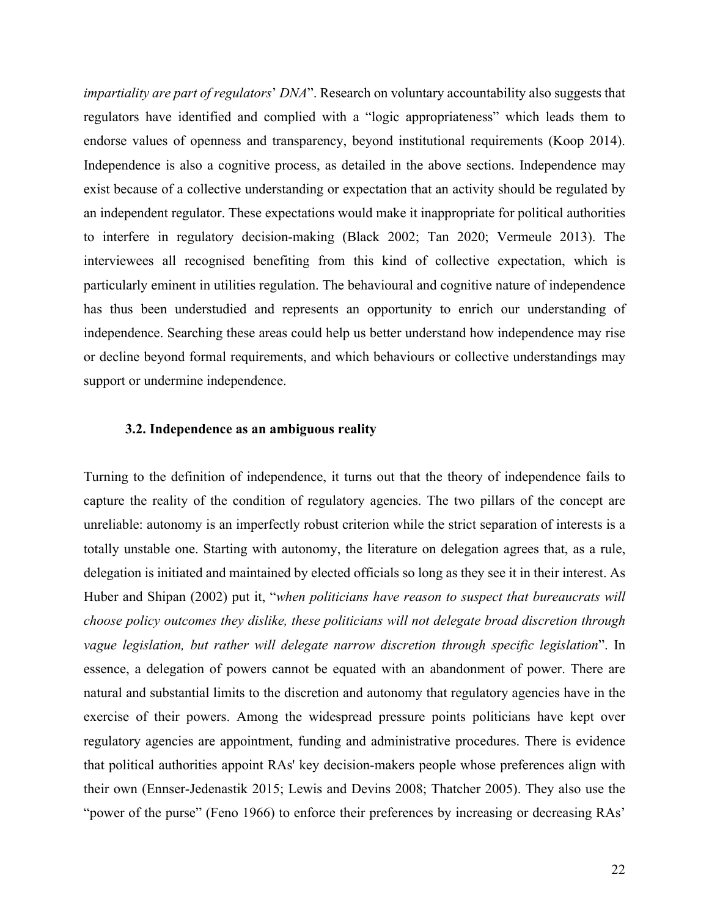*impartiality are part of regulators*' *DNA*". Research on voluntary accountability also suggests that regulators have identified and complied with a "logic appropriateness" which leads them to endorse values of openness and transparency, beyond institutional requirements (Koop 2014). Independence is also a cognitive process, as detailed in the above sections. Independence may exist because of a collective understanding or expectation that an activity should be regulated by an independent regulator. These expectations would make it inappropriate for political authorities to interfere in regulatory decision-making (Black 2002; Tan 2020; Vermeule 2013). The interviewees all recognised benefiting from this kind of collective expectation, which is particularly eminent in utilities regulation. The behavioural and cognitive nature of independence has thus been understudied and represents an opportunity to enrich our understanding of independence. Searching these areas could help us better understand how independence may rise or decline beyond formal requirements, and which behaviours or collective understandings may support or undermine independence.

### 3.2. Independence as an ambiguous reality

Turning to the definition of independence, it turns out that the theory of independence fails to capture the reality of the condition of regulatory agencies. The two pillars of the concept are unreliable: autonomy is an imperfectly robust criterion while the strict separation of interests is a totally unstable one. Starting with autonomy, the literature on delegation agrees that, as a rule, delegation is initiated and maintained by elected officials so long as they see it in their interest. As Huber and Shipan (2002) put it, "*when politicians have reason to suspect that bureaucrats will choose policy outcomes they dislike, these politicians will not delegate broad discretion through vague legislation, but rather will delegate narrow discretion through specific legislation*". In essence, a delegation of powers cannot be equated with an abandonment of power. There are natural and substantial limits to the discretion and autonomy that regulatory agencies have in the exercise of their powers. Among the widespread pressure points politicians have kept over regulatory agencies are appointment, funding and administrative procedures. There is evidence that political authorities appoint RAs' key decision-makers people whose preferences align with their own (Ennser-Jedenastik 2015; Lewis and Devins 2008; Thatcher 2005). They also use the "power of the purse" (Feno 1966) to enforce their preferences by increasing or decreasing RAs'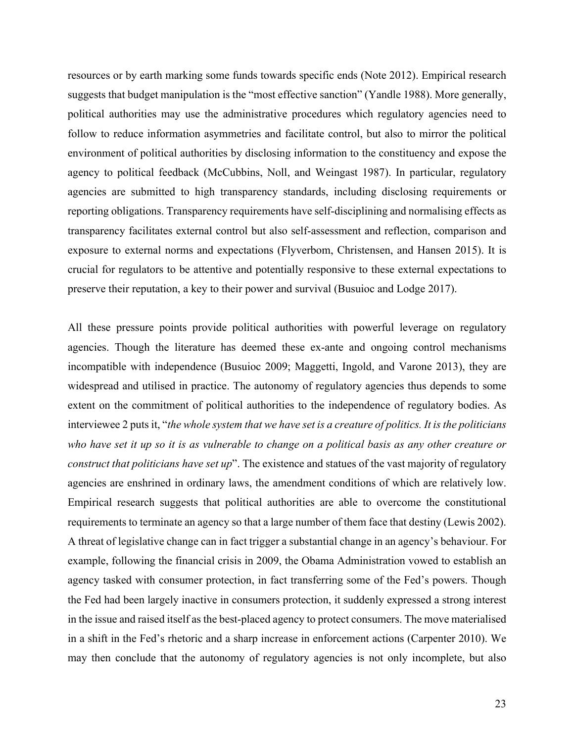resources or by earth marking some funds towards specific ends (Note 2012). Empirical research suggests that budget manipulation is the "most effective sanction" (Yandle 1988). More generally, political authorities may use the administrative procedures which regulatory agencies need to follow to reduce information asymmetries and facilitate control, but also to mirror the political environment of political authorities by disclosing information to the constituency and expose the agency to political feedback (McCubbins, Noll, and Weingast 1987). In particular, regulatory agencies are submitted to high transparency standards, including disclosing requirements or reporting obligations. Transparency requirements have self-disciplining and normalising effects as transparency facilitates external control but also self-assessment and reflection, comparison and exposure to external norms and expectations (Flyverbom, Christensen, and Hansen 2015). It is crucial for regulators to be attentive and potentially responsive to these external expectations to preserve their reputation, a key to their power and survival (Busuioc and Lodge 2017).

All these pressure points provide political authorities with powerful leverage on regulatory agencies. Though the literature has deemed these ex-ante and ongoing control mechanisms incompatible with independence (Busuioc 2009; Maggetti, Ingold, and Varone 2013), they are widespread and utilised in practice. The autonomy of regulatory agencies thus depends to some extent on the commitment of political authorities to the independence of regulatory bodies. As interviewee 2 puts it, "*the whole system that we have set is a creature of politics. It is the politicians who have set it up so it is as vulnerable to change on a political basis as any other creature or construct that politicians have set up*". The existence and statues of the vast majority of regulatory agencies are enshrined in ordinary laws, the amendment conditions of which are relatively low. Empirical research suggests that political authorities are able to overcome the constitutional requirements to terminate an agency so that a large number of them face that destiny (Lewis 2002). A threat of legislative change can in fact trigger a substantial change in an agency's behaviour. For example, following the financial crisis in 2009, the Obama Administration vowed to establish an agency tasked with consumer protection, in fact transferring some of the Fed's powers. Though the Fed had been largely inactive in consumers protection, it suddenly expressed a strong interest in the issue and raised itself as the best-placed agency to protect consumers. The move materialised in a shift in the Fed's rhetoric and a sharp increase in enforcement actions (Carpenter 2010). We may then conclude that the autonomy of regulatory agencies is not only incomplete, but also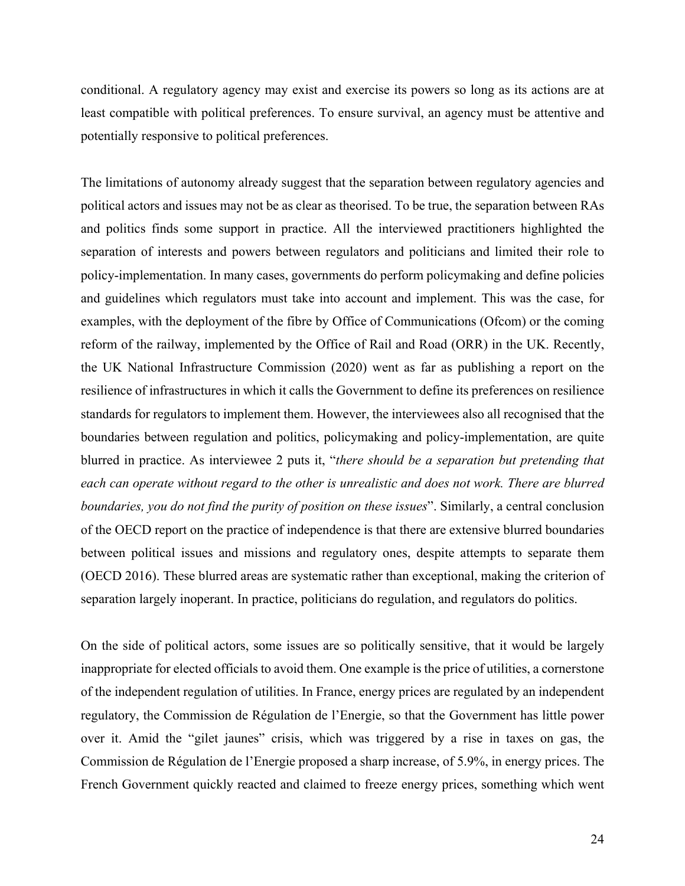conditional. A regulatory agency may exist and exercise its powers so long as its actions are at least compatible with political preferences. To ensure survival, an agency must be attentive and potentially responsive to political preferences.

The limitations of autonomy already suggest that the separation between regulatory agencies and political actors and issues may not be as clear as theorised. To be true, the separation between RAs and politics finds some support in practice. All the interviewed practitioners highlighted the separation of interests and powers between regulators and politicians and limited their role to policy-implementation. In many cases, governments do perform policymaking and define policies and guidelines which regulators must take into account and implement. This was the case, for examples, with the deployment of the fibre by Office of Communications (Ofcom) or the coming reform of the railway, implemented by the Office of Rail and Road (ORR) in the UK. Recently, the UK National Infrastructure Commission (2020) went as far as publishing a report on the resilience of infrastructures in which it calls the Government to define its preferences on resilience standards for regulators to implement them. However, the interviewees also all recognised that the boundaries between regulation and politics, policymaking and policy-implementation, are quite blurred in practice. As interviewee 2 puts it, "*there should be a separation but pretending that each can operate without regard to the other is unrealistic and does not work. There are blurred boundaries, you do not find the purity of position on these issues*". Similarly, a central conclusion of the OECD report on the practice of independence is that there are extensive blurred boundaries between political issues and missions and regulatory ones, despite attempts to separate them (OECD 2016). These blurred areas are systematic rather than exceptional, making the criterion of separation largely inoperant. In practice, politicians do regulation, and regulators do politics.

On the side of political actors, some issues are so politically sensitive, that it would be largely inappropriate for elected officials to avoid them. One example is the price of utilities, a cornerstone of the independent regulation of utilities. In France, energy prices are regulated by an independent regulatory, the Commission de Régulation de l'Energie, so that the Government has little power over it. Amid the "gilet jaunes" crisis, which was triggered by a rise in taxes on gas, the Commission de Régulation de l'Energie proposed a sharp increase, of 5.9%, in energy prices. The French Government quickly reacted and claimed to freeze energy prices, something which went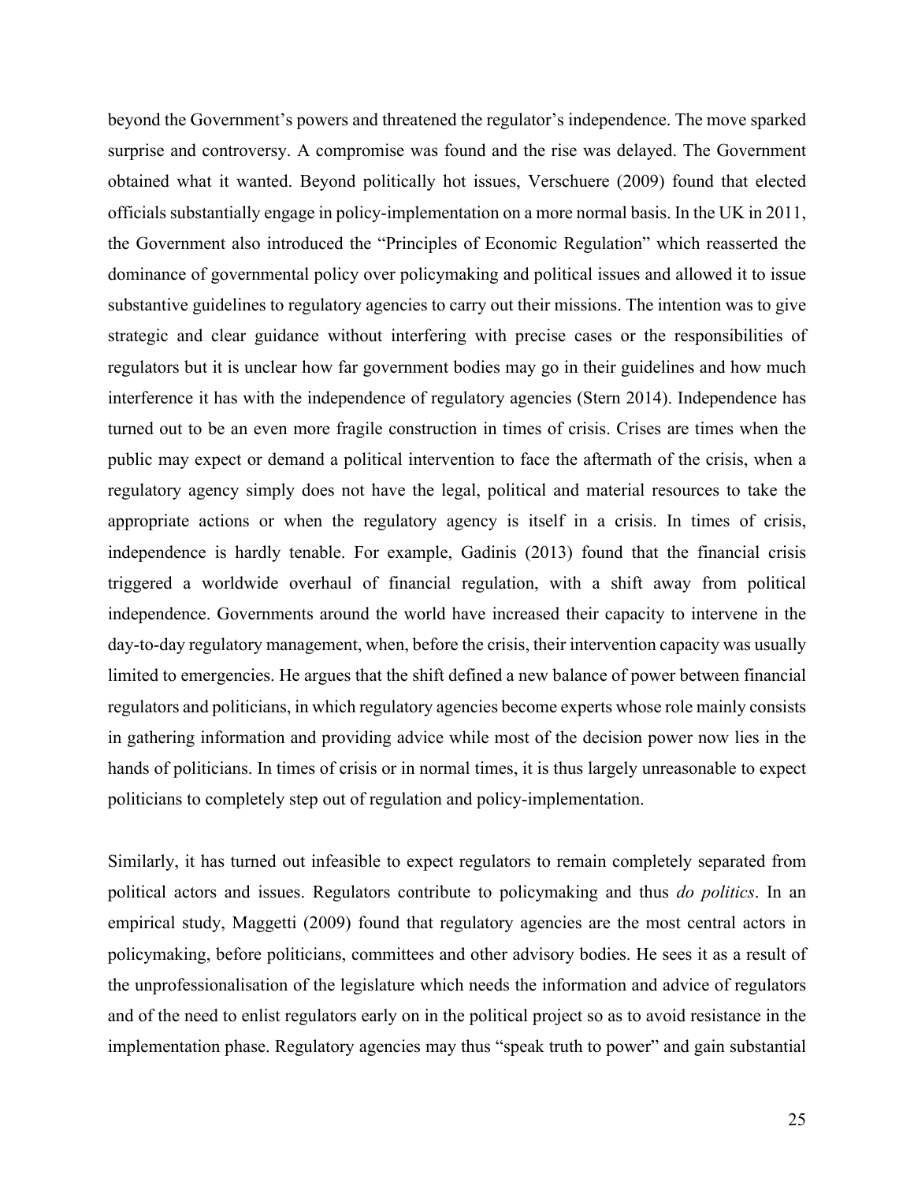beyond the Government's powers and threatened the regulator's independence. The move sparked surprise and controversy. A compromise was found and the rise was delayed. The Government obtained what it wanted. Beyond politically hot issues, Verschuere (2009) found that elected officials substantially engage in policy-implementation on a more normal basis. In the UK in 2011, the Government also introduced the "Principles of Economic Regulation" which reasserted the dominance of governmental policy over policymaking and political issues and allowed it to issue substantive guidelines to regulatory agencies to carry out their missions. The intention was to give strategic and clear guidance without interfering with precise cases or the responsibilities of regulators but it is unclear how far government bodies may go in their guidelines and how much interference it has with the independence of regulatory agencies (Stern 2014). Independence has turned out to be an even more fragile construction in times of crisis. Crises are times when the public may expect or demand a political intervention to face the aftermath of the crisis, when a regulatory agency simply does not have the legal, political and material resources to take the appropriate actions or when the regulatory agency is itself in a crisis. In times of crisis, independence is hardly tenable. For example, Gadinis (2013) found that the financial crisis triggered a worldwide overhaul of financial regulation, with a shift away from political independence. Governments around the world have increased their capacity to intervene in the day-to-day regulatory management, when, before the crisis, their intervention capacity was usually limited to emergencies. He argues that the shift defined a new balance of power between financial regulators and politicians, in which regulatory agencies become experts whose role mainly consists in gathering information and providing advice while most of the decision power now lies in the hands of politicians. In times of crisis or in normal times, it is thus largely unreasonable to expect politicians to completely step out of regulation and policy-implementation.

Similarly, it has turned out infeasible to expect regulators to remain completely separated from political actors and issues. Regulators contribute to policymaking and thus *do politics*. In an empirical study, Maggetti (2009) found that regulatory agencies are the most central actors in policymaking, before politicians, committees and other advisory bodies. He sees it as a result of the unprofessionalisation of the legislature which needs the information and advice of regulators and of the need to enlist regulators early on in the political project so as to avoid resistance in the implementation phase. Regulatory agencies may thus "speak truth to power" and gain substantial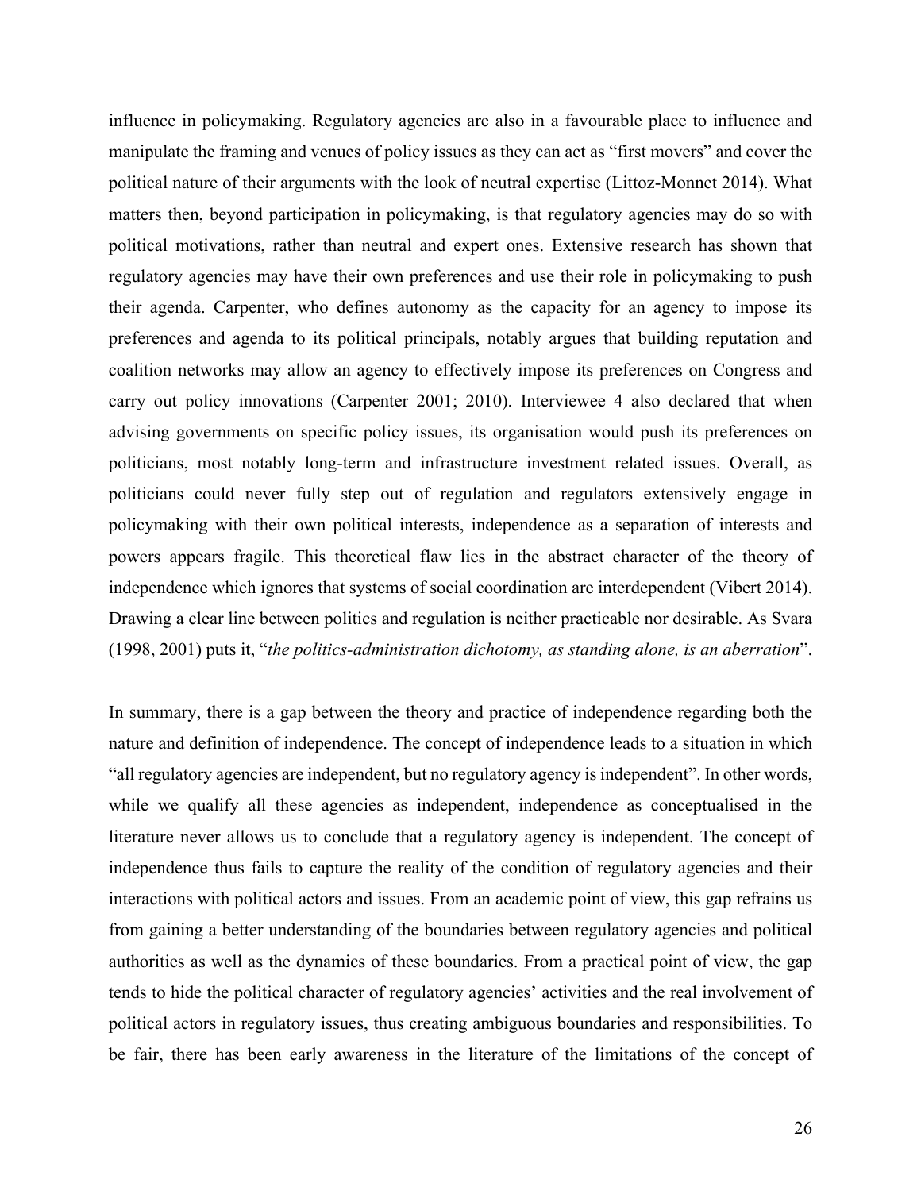influence in policymaking. Regulatory agencies are also in a favourable place to influence and manipulate the framing and venues of policy issues as they can act as "first movers" and cover the political nature of their arguments with the look of neutral expertise (Littoz-Monnet 2014). What matters then, beyond participation in policymaking, is that regulatory agencies may do so with political motivations, rather than neutral and expert ones. Extensive research has shown that regulatory agencies may have their own preferences and use their role in policymaking to push their agenda. Carpenter, who defines autonomy as the capacity for an agency to impose its preferences and agenda to its political principals, notably argues that building reputation and coalition networks may allow an agency to effectively impose its preferences on Congress and carry out policy innovations (Carpenter 2001; 2010). Interviewee 4 also declared that when advising governments on specific policy issues, its organisation would push its preferences on politicians, most notably long-term and infrastructure investment related issues. Overall, as politicians could never fully step out of regulation and regulators extensively engage in policymaking with their own political interests, independence as a separation of interests and powers appears fragile. This theoretical flaw lies in the abstract character of the theory of independence which ignores that systems of social coordination are interdependent (Vibert 2014). Drawing a clear line between politics and regulation is neither practicable nor desirable. As Svara (1998, 2001) puts it, "*the politics-administration dichotomy, as standing alone, is an aberration*".

In summary, there is a gap between the theory and practice of independence regarding both the nature and definition of independence. The concept of independence leads to a situation in which "all regulatory agencies are independent, but no regulatory agency is independent". In other words, while we qualify all these agencies as independent, independence as conceptualised in the literature never allows us to conclude that a regulatory agency is independent. The concept of independence thus fails to capture the reality of the condition of regulatory agencies and their interactions with political actors and issues. From an academic point of view, this gap refrains us from gaining a better understanding of the boundaries between regulatory agencies and political authorities as well as the dynamics of these boundaries. From a practical point of view, the gap tends to hide the political character of regulatory agencies' activities and the real involvement of political actors in regulatory issues, thus creating ambiguous boundaries and responsibilities. To be fair, there has been early awareness in the literature of the limitations of the concept of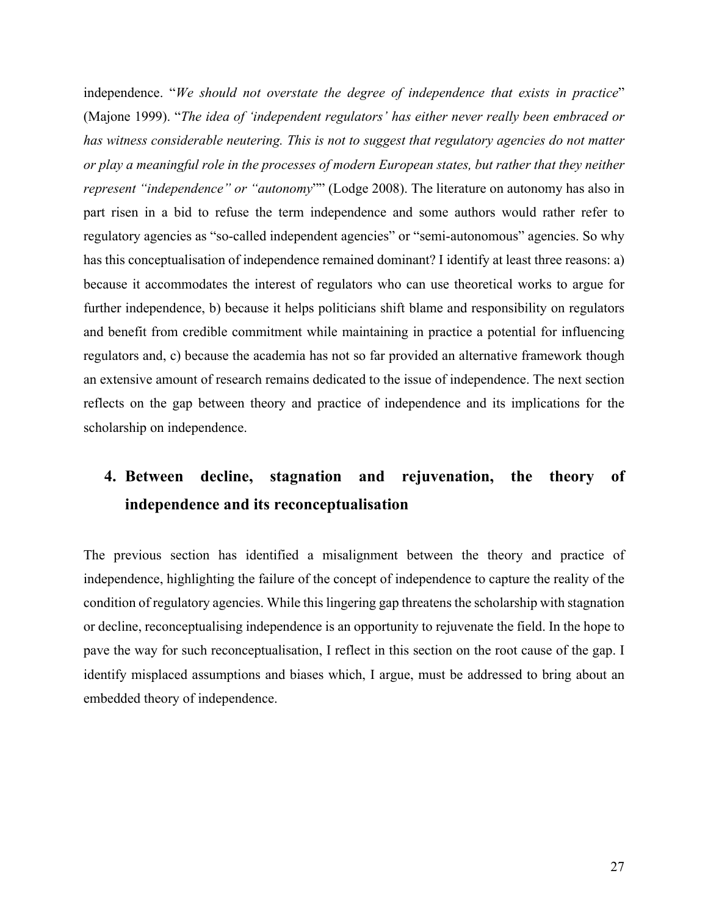independence. "*We should not overstate the degree of independence that exists in practice*" (Majone 1999). "*The idea of 'independent regulators' has either never really been embraced or has witness considerable neutering. This is not to suggest that regulatory agencies do not matter or play a meaningful role in the processes of modern European states, but rather that they neither represent "independence" or "autonomy*"" (Lodge 2008). The literature on autonomy has also in part risen in a bid to refuse the term independence and some authors would rather refer to regulatory agencies as "so-called independent agencies" or "semi-autonomous" agencies. So why has this conceptualisation of independence remained dominant? I identify at least three reasons: a) because it accommodates the interest of regulators who can use theoretical works to argue for further independence, b) because it helps politicians shift blame and responsibility on regulators and benefit from credible commitment while maintaining in practice a potential for influencing regulators and, c) because the academia has not so far provided an alternative framework though an extensive amount of research remains dedicated to the issue of independence. The next section reflects on the gap between theory and practice of independence and its implications for the scholarship on independence.

## 4. Between decline, stagnation and rejuvenation, the theory of independence and its reconceptualisation

The previous section has identified a misalignment between the theory and practice of independence, highlighting the failure of the concept of independence to capture the reality of the condition of regulatory agencies. While this lingering gap threatens the scholarship with stagnation or decline, reconceptualising independence is an opportunity to rejuvenate the field. In the hope to pave the way for such reconceptualisation, I reflect in this section on the root cause of the gap. I identify misplaced assumptions and biases which, I argue, must be addressed to bring about an embedded theory of independence.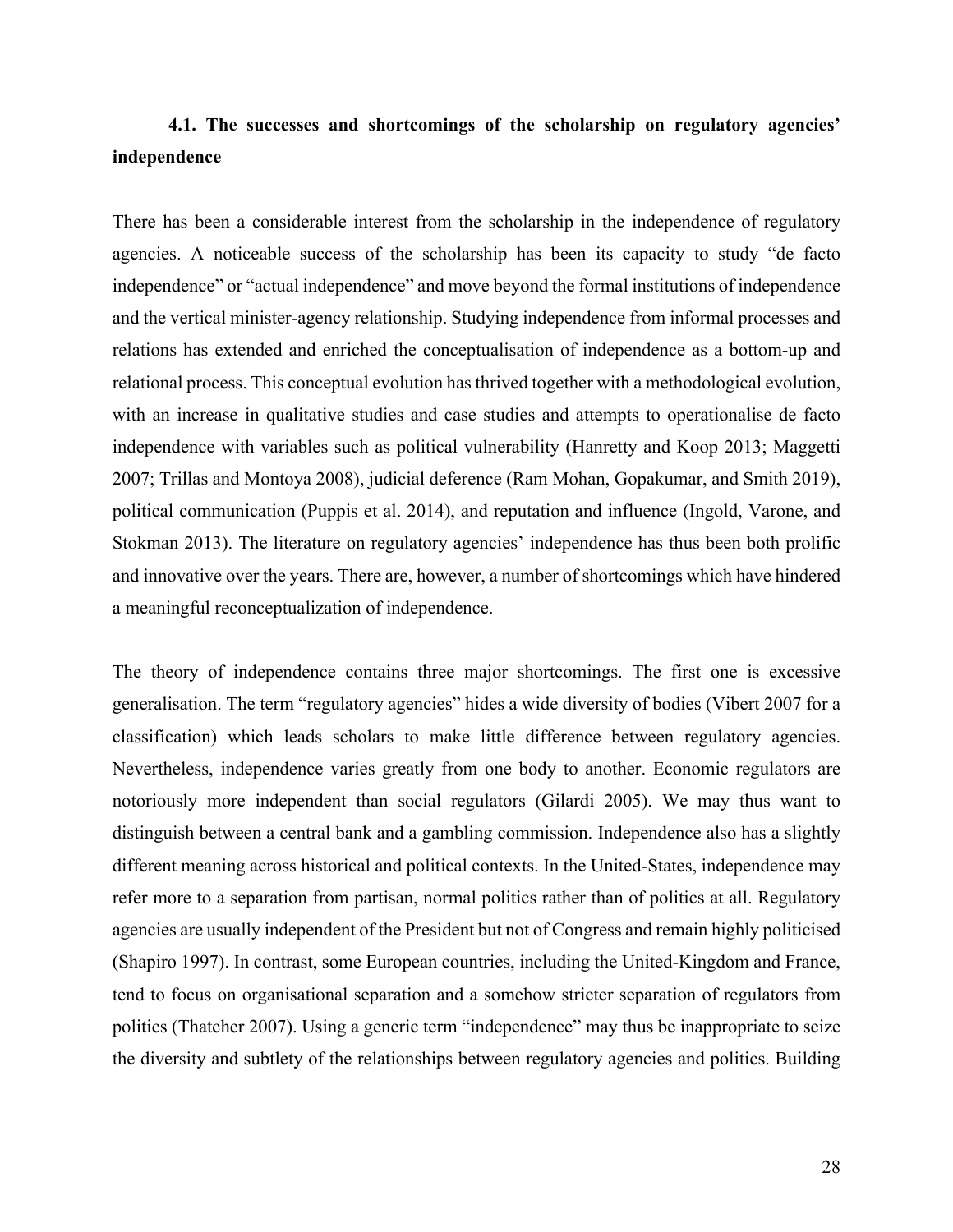### 4.1. The successes and shortcomings of the scholarship on regulatory agencies' independence

There has been a considerable interest from the scholarship in the independence of regulatory agencies. A noticeable success of the scholarship has been its capacity to study "de facto independence" or "actual independence" and move beyond the formal institutions of independence and the vertical minister-agency relationship. Studying independence from informal processes and relations has extended and enriched the conceptualisation of independence as a bottom-up and relational process. This conceptual evolution has thrived together with a methodological evolution, with an increase in qualitative studies and case studies and attempts to operationalise de facto independence with variables such as political vulnerability (Hanretty and Koop 2013; Maggetti 2007; Trillas and Montoya 2008), judicial deference (Ram Mohan, Gopakumar, and Smith 2019), political communication (Puppis et al. 2014), and reputation and influence (Ingold, Varone, and Stokman 2013). The literature on regulatory agencies' independence has thus been both prolific and innovative over the years. There are, however, a number of shortcomings which have hindered a meaningful reconceptualization of independence.

The theory of independence contains three major shortcomings. The first one is excessive generalisation. The term "regulatory agencies" hides a wide diversity of bodies (Vibert 2007 for a classification) which leads scholars to make little difference between regulatory agencies. Nevertheless, independence varies greatly from one body to another. Economic regulators are notoriously more independent than social regulators (Gilardi 2005). We may thus want to distinguish between a central bank and a gambling commission. Independence also has a slightly different meaning across historical and political contexts. In the United-States, independence may refer more to a separation from partisan, normal politics rather than of politics at all. Regulatory agencies are usually independent of the President but not of Congress and remain highly politicised (Shapiro 1997). In contrast, some European countries, including the United-Kingdom and France, tend to focus on organisational separation and a somehow stricter separation of regulators from politics (Thatcher 2007). Using a generic term "independence" may thus be inappropriate to seize the diversity and subtlety of the relationships between regulatory agencies and politics. Building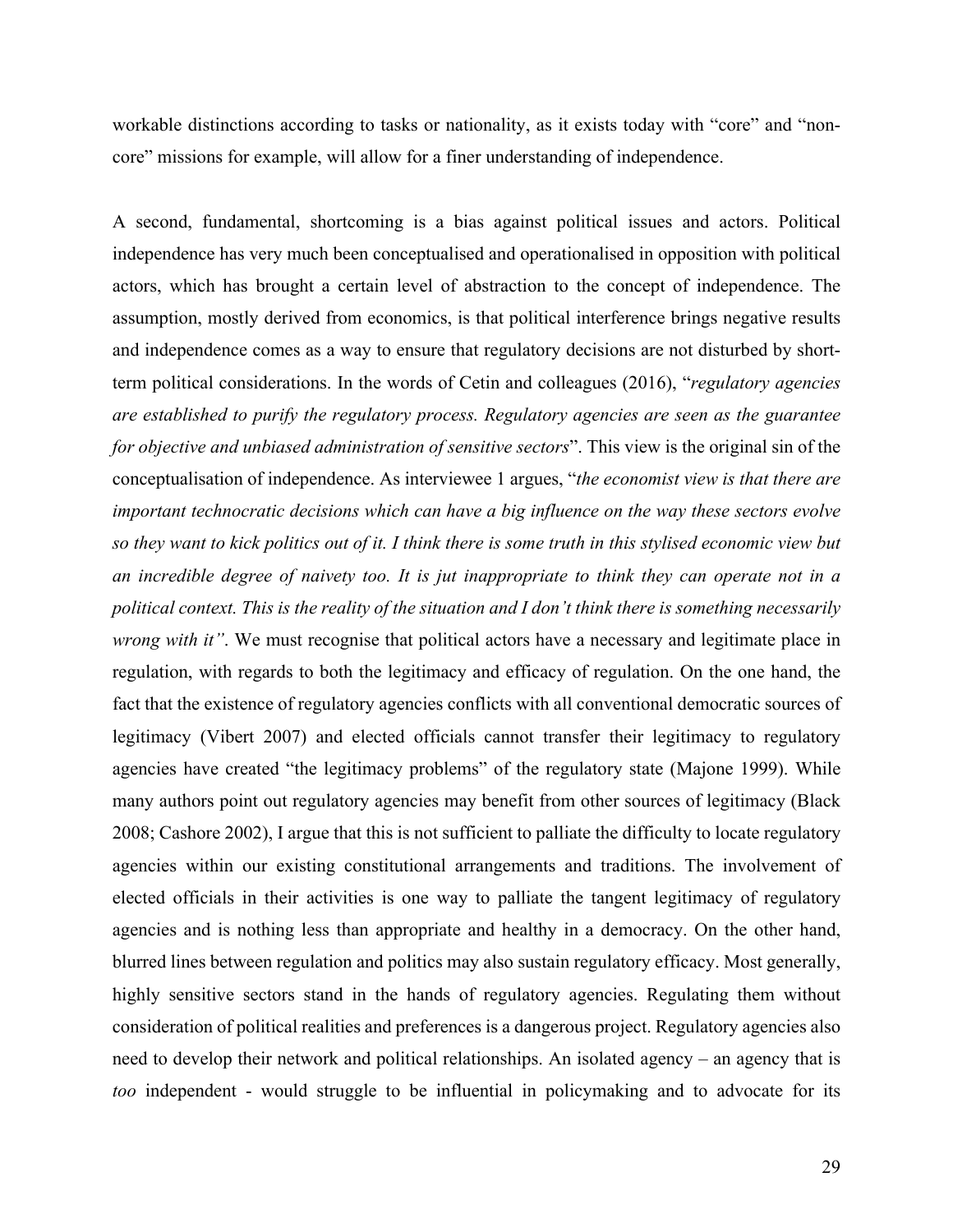workable distinctions according to tasks or nationality, as it exists today with "core" and "non-core" missions for example, will allow for a finer understanding of independence.

A second, fundamental, shortcoming is a bias against political issues and actors. Political independence has very much been conceptualised and operationalised in opposition with political actors, which has brought a certain level of abstraction to the concept of independence. The assumption, mostly derived from economics, is that political interference brings negative results and independence comes as a way to ensure that regulatory decisions are not disturbed by short-term political considerations. In the words of Cetin and colleagues (2016), "*regulatory agencies are established to purify the regulatory process. Regulatory agencies are seen as the guarantee for objective and unbiased administration of sensitive sectors*". This view is the original sin of the conceptualisation of independence. As interviewee 1 argues, "*the economist view is that there are important technocratic decisions which can have a big influence on the way these sectors evolve so they want to kick politics out of it. I think there is some truth in this stylised economic view but an incredible degree of naivety too. It is jut inappropriate to think they can operate not in a political context. This is the reality of the situation and I don't think there is something necessarily wrong with it"*. We must recognise that political actors have a necessary and legitimate place in regulation, with regards to both the legitimacy and efficacy of regulation. On the one hand, the fact that the existence of regulatory agencies conflicts with all conventional democratic sources of legitimacy (Vibert 2007) and elected officials cannot transfer their legitimacy to regulatory agencies have created "the legitimacy problems" of the regulatory state (Majone 1999). While many authors point out regulatory agencies may benefit from other sources of legitimacy (Black 2008; Cashore 2002), I argue that this is not sufficient to palliate the difficulty to locate regulatory agencies within our existing constitutional arrangements and traditions. The involvement of elected officials in their activities is one way to palliate the tangent legitimacy of regulatory agencies and is nothing less than appropriate and healthy in a democracy. On the other hand, blurred lines between regulation and politics may also sustain regulatory efficacy. Most generally, highly sensitive sectors stand in the hands of regulatory agencies. Regulating them without consideration of political realities and preferences is a dangerous project. Regulatory agencies also need to develop their network and political relationships. An isolated agency – an agency that is *too* independent - would struggle to be influential in policymaking and to advocate for its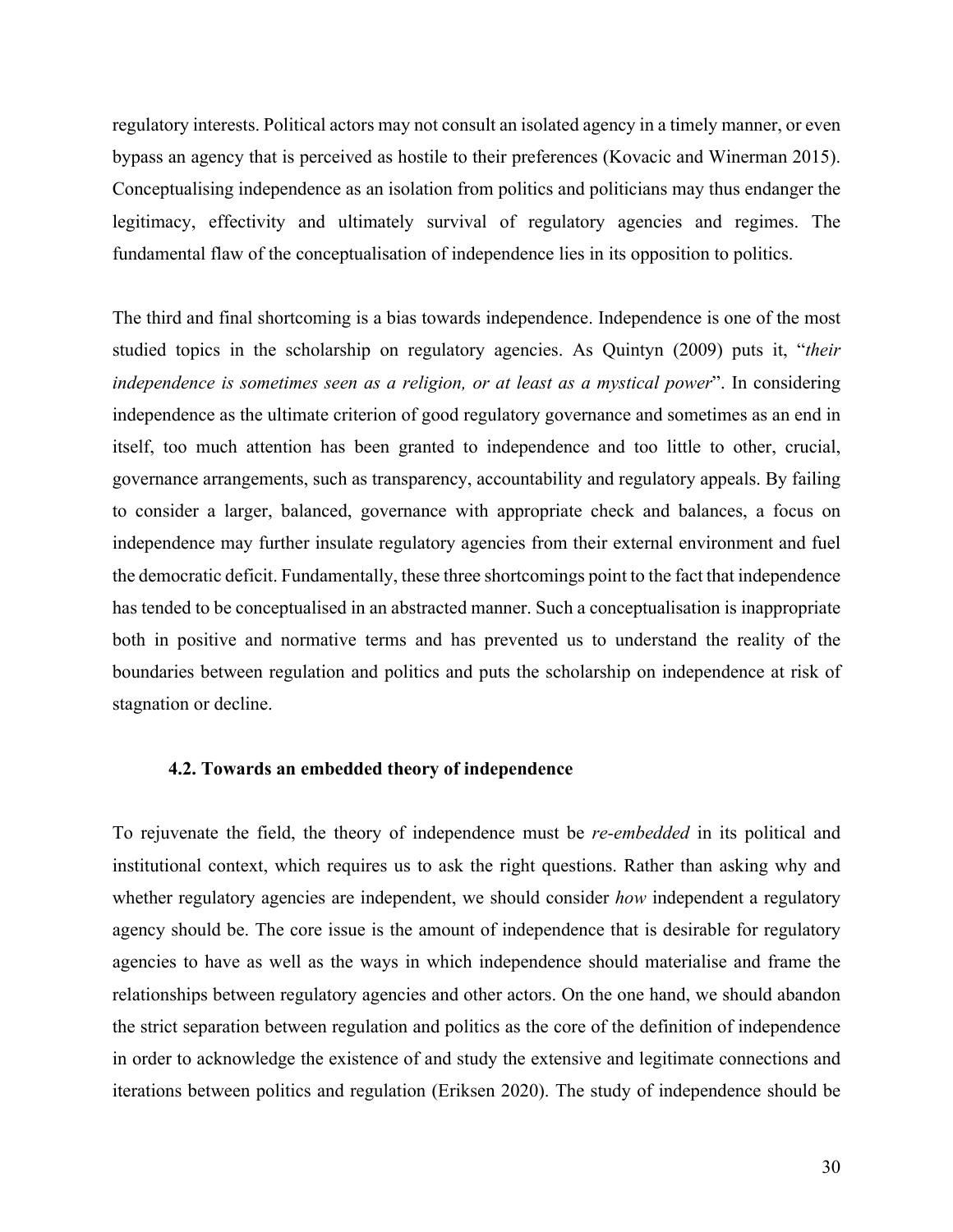regulatory interests. Political actors may not consult an isolated agency in a timely manner, or even bypass an agency that is perceived as hostile to their preferences (Kovacic and Winerman 2015). Conceptualising independence as an isolation from politics and politicians may thus endanger the legitimacy, effectivity and ultimately survival of regulatory agencies and regimes. The fundamental flaw of the conceptualisation of independence lies in its opposition to politics.

The third and final shortcoming is a bias towards independence. Independence is one of the most studied topics in the scholarship on regulatory agencies. As Quintyn (2009) puts it, "*their independence is sometimes seen as a religion, or at least as a mystical power*". In considering independence as the ultimate criterion of good regulatory governance and sometimes as an end in itself, too much attention has been granted to independence and too little to other, crucial, governance arrangements, such as transparency, accountability and regulatory appeals. By failing to consider a larger, balanced, governance with appropriate check and balances, a focus on independence may further insulate regulatory agencies from their external environment and fuel the democratic deficit. Fundamentally, these three shortcomings point to the fact that independence has tended to be conceptualised in an abstracted manner. Such a conceptualisation is inappropriate both in positive and normative terms and has prevented us to understand the reality of the boundaries between regulation and politics and puts the scholarship on independence at risk of stagnation or decline.

### 4.2. Towards an embedded theory of independence

To rejuvenate the field, the theory of independence must be *re-embedded* in its political and institutional context, which requires us to ask the right questions. Rather than asking why and whether regulatory agencies are independent, we should consider *how* independent a regulatory agency should be. The core issue is the amount of independence that is desirable for regulatory agencies to have as well as the ways in which independence should materialise and frame the relationships between regulatory agencies and other actors. On the one hand, we should abandon the strict separation between regulation and politics as the core of the definition of independence in order to acknowledge the existence of and study the extensive and legitimate connections and iterations between politics and regulation (Eriksen 2020). The study of independence should be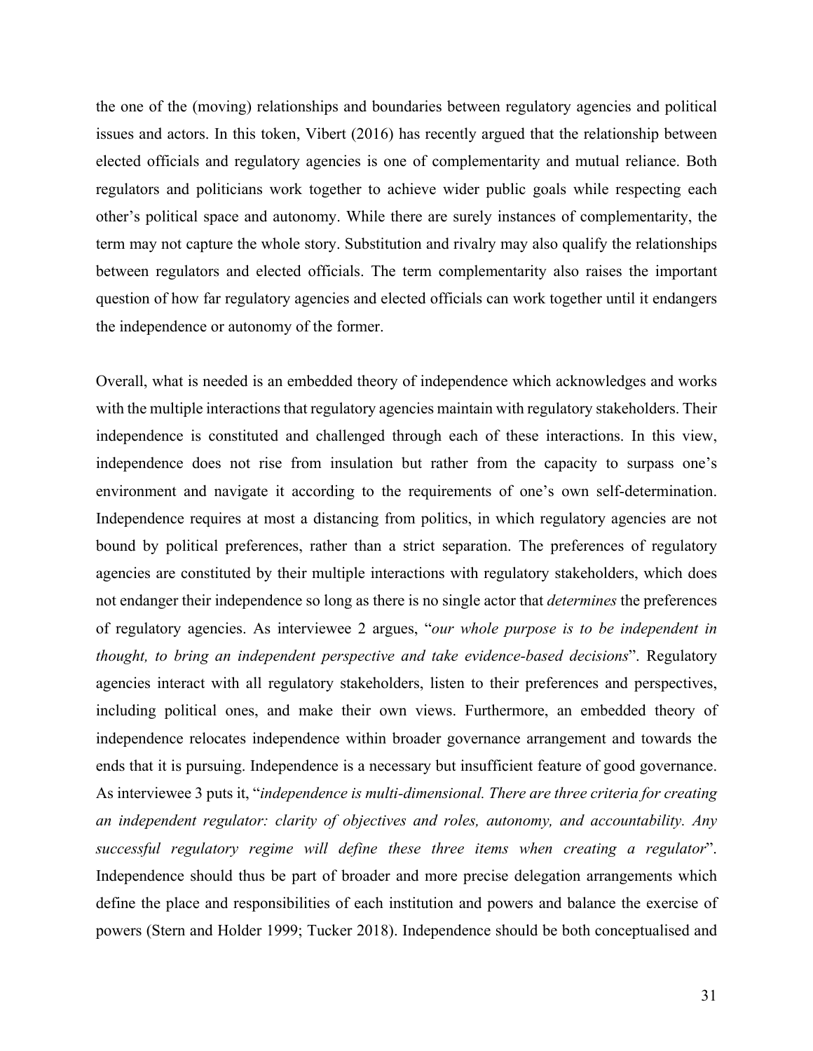the one of the (moving) relationships and boundaries between regulatory agencies and political issues and actors. In this token, Vibert (2016) has recently argued that the relationship between elected officials and regulatory agencies is one of complementarity and mutual reliance. Both regulators and politicians work together to achieve wider public goals while respecting each other's political space and autonomy. While there are surely instances of complementarity, the term may not capture the whole story. Substitution and rivalry may also qualify the relationships between regulators and elected officials. The term complementarity also raises the important question of how far regulatory agencies and elected officials can work together until it endangers the independence or autonomy of the former.

Overall, what is needed is an embedded theory of independence which acknowledges and works with the multiple interactions that regulatory agencies maintain with regulatory stakeholders. Their independence is constituted and challenged through each of these interactions. In this view, independence does not rise from insulation but rather from the capacity to surpass one's environment and navigate it according to the requirements of one's own self-determination. Independence requires at most a distancing from politics, in which regulatory agencies are not bound by political preferences, rather than a strict separation. The preferences of regulatory agencies are constituted by their multiple interactions with regulatory stakeholders, which does not endanger their independence so long as there is no single actor that *determines* the preferences of regulatory agencies. As interviewee 2 argues, "*our whole purpose is to be independent in thought, to bring an independent perspective and take evidence-based decisions*". Regulatory agencies interact with all regulatory stakeholders, listen to their preferences and perspectives, including political ones, and make their own views. Furthermore, an embedded theory of independence relocates independence within broader governance arrangement and towards the ends that it is pursuing. Independence is a necessary but insufficient feature of good governance. As interviewee 3 puts it, "*independence is multi-dimensional. There are three criteria for creating an independent regulator: clarity of objectives and roles, autonomy, and accountability. Any successful regulatory regime will define these three items when creating a regulator*". Independence should thus be part of broader and more precise delegation arrangements which define the place and responsibilities of each institution and powers and balance the exercise of powers (Stern and Holder 1999; Tucker 2018). Independence should be both conceptualised and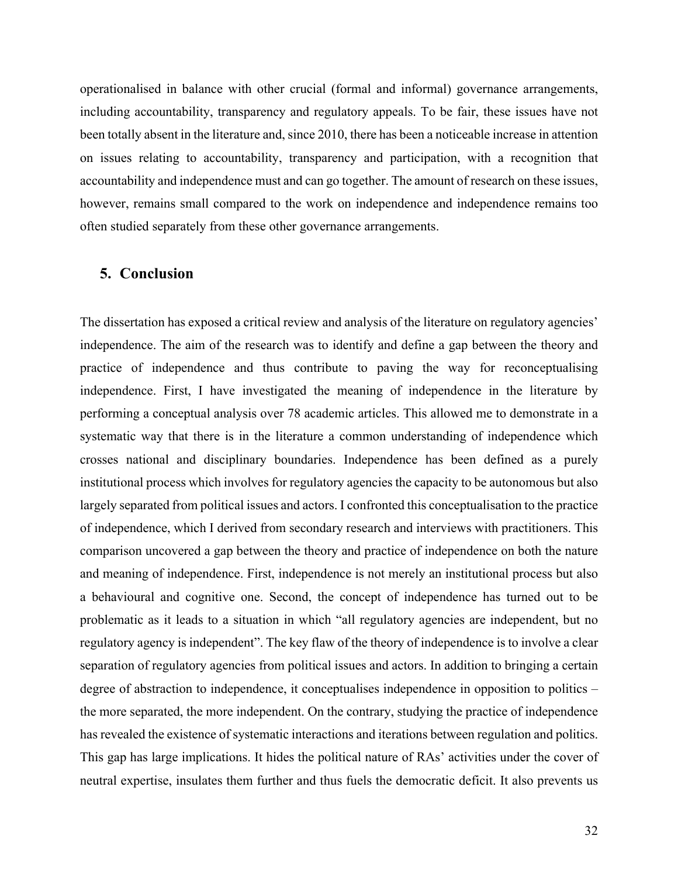operationalised in balance with other crucial (formal and informal) governance arrangements, including accountability, transparency and regulatory appeals. To be fair, these issues have not been totally absent in the literature and, since 2010, there has been a noticeable increase in attention on issues relating to accountability, transparency and participation, with a recognition that accountability and independence must and can go together. The amount of research on these issues, however, remains small compared to the work on independence and independence remains too often studied separately from these other governance arrangements.

## 5. Conclusion

The dissertation has exposed a critical review and analysis of the literature on regulatory agencies' independence. The aim of the research was to identify and define a gap between the theory and practice of independence and thus contribute to paving the way for reconceptualising independence. First, I have investigated the meaning of independence in the literature by performing a conceptual analysis over 78 academic articles. This allowed me to demonstrate in a systematic way that there is in the literature a common understanding of independence which crosses national and disciplinary boundaries. Independence has been defined as a purely institutional process which involves for regulatory agencies the capacity to be autonomous but also largely separated from political issues and actors. I confronted this conceptualisation to the practice of independence, which I derived from secondary research and interviews with practitioners. This comparison uncovered a gap between the theory and practice of independence on both the nature and meaning of independence. First, independence is not merely an institutional process but also a behavioural and cognitive one. Second, the concept of independence has turned out to be problematic as it leads to a situation in which "all regulatory agencies are independent, but no regulatory agency is independent". The key flaw of the theory of independence is to involve a clear separation of regulatory agencies from political issues and actors. In addition to bringing a certain degree of abstraction to independence, it conceptualises independence in opposition to politics – the more separated, the more independent. On the contrary, studying the practice of independence has revealed the existence of systematic interactions and iterations between regulation and politics. This gap has large implications. It hides the political nature of RAs' activities under the cover of neutral expertise, insulates them further and thus fuels the democratic deficit. It also prevents us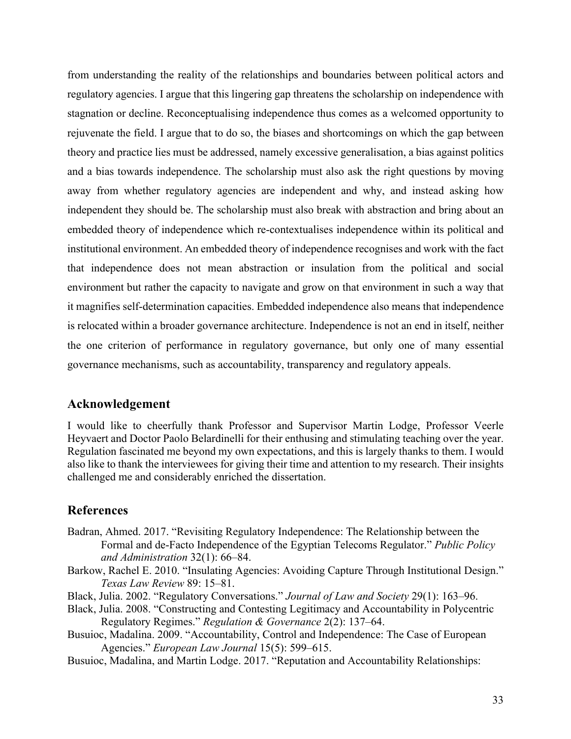from understanding the reality of the relationships and boundaries between political actors and regulatory agencies. I argue that this lingering gap threatens the scholarship on independence with stagnation or decline. Reconceptualising independence thus comes as a welcomed opportunity to rejuvenate the field. I argue that to do so, the biases and shortcomings on which the gap between theory and practice lies must be addressed, namely excessive generalisation, a bias against politics and a bias towards independence. The scholarship must also ask the right questions by moving away from whether regulatory agencies are independent and why, and instead asking how independent they should be. The scholarship must also break with abstraction and bring about an embedded theory of independence which re-contextualises independence within its political and institutional environment. An embedded theory of independence recognises and work with the fact that independence does not mean abstraction or insulation from the political and social environment but rather the capacity to navigate and grow on that environment in such a way that it magnifies self-determination capacities. Embedded independence also means that independence is relocated within a broader governance architecture. Independence is not an end in itself, neither the one criterion of performance in regulatory governance, but only one of many essential governance mechanisms, such as accountability, transparency and regulatory appeals.

## Acknowledgement

I would like to cheerfully thank Professor and Supervisor Martin Lodge, Professor Veerle Heyvaert and Doctor Paolo Belardinelli for their enthusing and stimulating teaching over the year. Regulation fascinated me beyond my own expectations, and this is largely thanks to them. I would also like to thank the interviewees for giving their time and attention to my research. Their insights challenged me and considerably enriched the dissertation.

## References

Badran, Ahmed. 2017. "Revisiting Regulatory Independence: The Relationship between the Formal and de-Facto Independence of the Egyptian Telecoms Regulator." *Public Policy and Administration* 32(1): 66–84.

Barkow, Rachel E. 2010. "Insulating Agencies: Avoiding Capture Through Institutional Design." *Texas Law Review* 89: 15–81.

Black, Julia. 2002. "Regulatory Conversations." *Journal of Law and Society* 29(1): 163–96.

Black, Julia. 2008. "Constructing and Contesting Legitimacy and Accountability in Polycentric Regulatory Regimes." *Regulation & Governance* 2(2): 137–64.

Busuioc, Madalina. 2009. "Accountability, Control and Independence: The Case of European Agencies." *European Law Journal* 15(5): 599–615.

Busuioc, Madalina, and Martin Lodge. 2017. "Reputation and Accountability Relationships: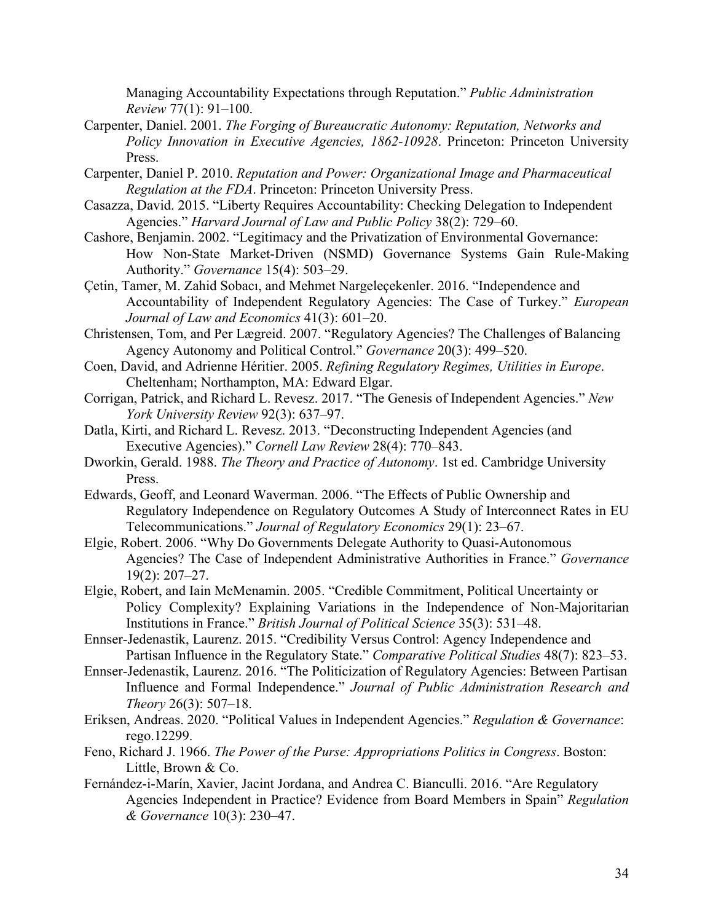Managing Accountability Expectations through Reputation." *Public Administration Review* 77(1): 91–100.

Carpenter, Daniel. 2001. *The Forging of Bureaucratic Autonomy: Reputation, Networks and Policy Innovation in Executive Agencies, 1862-10928*. Princeton: Princeton University Press.

Carpenter, Daniel P. 2010. *Reputation and Power: Organizational Image and Pharmaceutical Regulation at the FDA*. Princeton: Princeton University Press.

Casazza, David. 2015. "Liberty Requires Accountability: Checking Delegation to Independent Agencies." *Harvard Journal of Law and Public Policy* 38(2): 729–60.

Cashore, Benjamin. 2002. "Legitimacy and the Privatization of Environmental Governance: How Non-State Market-Driven (NSMD) Governance Systems Gain Rule-Making Authority." *Governance* 15(4): 503–29.

Çetin, Tamer, M. Zahid Sobacı, and Mehmet Nargeleçekenler. 2016. "Independence and Accountability of Independent Regulatory Agencies: The Case of Turkey." *European Journal of Law and Economics* 41(3): 601–20.

Christensen, Tom, and Per Lægreid. 2007. "Regulatory Agencies? The Challenges of Balancing Agency Autonomy and Political Control." *Governance* 20(3): 499–520.

Coen, David, and Adrienne Héritier. 2005. *Refining Regulatory Regimes, Utilities in Europe*. Cheltenham; Northampton, MA: Edward Elgar.

Corrigan, Patrick, and Richard L. Revesz. 2017. "The Genesis of Independent Agencies." *New York University Review* 92(3): 637–97.

Datla, Kirti, and Richard L. Revesz. 2013. "Deconstructing Independent Agencies (and Executive Agencies)." *Cornell Law Review* 28(4): 770–843.

Dworkin, Gerald. 1988. *The Theory and Practice of Autonomy*. 1st ed. Cambridge University Press.

Edwards, Geoff, and Leonard Waverman. 2006. "The Effects of Public Ownership and Regulatory Independence on Regulatory Outcomes A Study of Interconnect Rates in EU Telecommunications." *Journal of Regulatory Economics* 29(1): 23–67.

Elgie, Robert. 2006. "Why Do Governments Delegate Authority to Quasi-Autonomous Agencies? The Case of Independent Administrative Authorities in France." *Governance* 19(2): 207–27.

Elgie, Robert, and Iain McMenamin. 2005. "Credible Commitment, Political Uncertainty or Policy Complexity? Explaining Variations in the Independence of Non-Majoritarian Institutions in France." *British Journal of Political Science* 35(3): 531–48.

Ennser-Jedenastik, Laurenz. 2015. "Credibility Versus Control: Agency Independence and Partisan Influence in the Regulatory State." *Comparative Political Studies* 48(7): 823–53.

Ennser-Jedenastik, Laurenz. 2016. "The Politicization of Regulatory Agencies: Between Partisan Influence and Formal Independence." *Journal of Public Administration Research and Theory* 26(3): 507–18.

Eriksen, Andreas. 2020. "Political Values in Independent Agencies." *Regulation & Governance*: rego.12299.

Feno, Richard J. 1966. *The Power of the Purse: Appropriations Politics in Congress*. Boston: Little, Brown & Co.

Fernández-i-Marín, Xavier, Jacint Jordana, and Andrea C. Bianculli. 2016. "Are Regulatory Agencies Independent in Practice? Evidence from Board Members in Spain" *Regulation & Governance* 10(3): 230–47.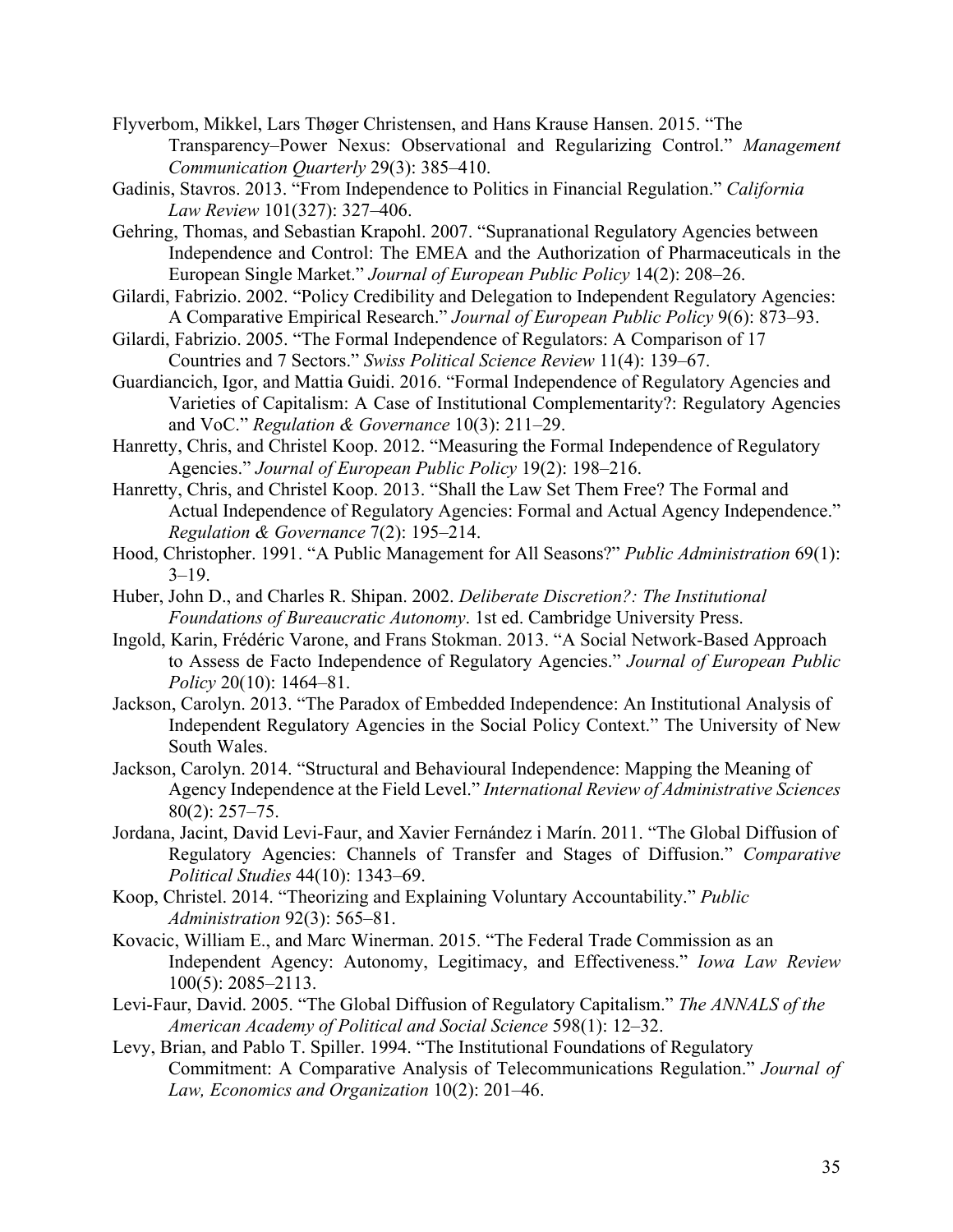Flyverbom, Mikkel, Lars Thøger Christensen, and Hans Krause Hansen. 2015. "The Transparency–Power Nexus: Observational and Regularizing Control." *Management Communication Quarterly* 29(3): 385–410.

Gadinis, Stavros. 2013. "From Independence to Politics in Financial Regulation." *California Law Review* 101(327): 327–406.

Gehring, Thomas, and Sebastian Krapohl. 2007. "Supranational Regulatory Agencies between Independence and Control: The EMEA and the Authorization of Pharmaceuticals in the European Single Market." *Journal of European Public Policy* 14(2): 208–26.

Gilardi, Fabrizio. 2002. "Policy Credibility and Delegation to Independent Regulatory Agencies: A Comparative Empirical Research." *Journal of European Public Policy* 9(6): 873–93.

Gilardi, Fabrizio. 2005. "The Formal Independence of Regulators: A Comparison of 17 Countries and 7 Sectors." *Swiss Political Science Review* 11(4): 139–67.

Guardiancich, Igor, and Mattia Guidi. 2016. "Formal Independence of Regulatory Agencies and Varieties of Capitalism: A Case of Institutional Complementarity?: Regulatory Agencies and VoC." *Regulation & Governance* 10(3): 211–29.

Hanretty, Chris, and Christel Koop. 2012. "Measuring the Formal Independence of Regulatory Agencies." *Journal of European Public Policy* 19(2): 198–216.

Hanretty, Chris, and Christel Koop. 2013. "Shall the Law Set Them Free? The Formal and Actual Independence of Regulatory Agencies: Formal and Actual Agency Independence." *Regulation & Governance* 7(2): 195–214.

Hood, Christopher. 1991. "A Public Management for All Seasons?" *Public Administration* 69(1): 3–19.

Huber, John D., and Charles R. Shipan. 2002. *Deliberate Discretion?: The Institutional Foundations of Bureaucratic Autonomy*. 1st ed. Cambridge University Press.

Ingold, Karin, Frédéric Varone, and Frans Stokman. 2013. "A Social Network-Based Approach to Assess de Facto Independence of Regulatory Agencies." *Journal of European Public Policy* 20(10): 1464–81.

Jackson, Carolyn. 2013. "The Paradox of Embedded Independence: An Institutional Analysis of Independent Regulatory Agencies in the Social Policy Context." The University of New South Wales.

Jackson, Carolyn. 2014. "Structural and Behavioural Independence: Mapping the Meaning of Agency Independence at the Field Level." *International Review of Administrative Sciences* 80(2): 257–75.

Jordana, Jacint, David Levi-Faur, and Xavier Fernández i Marín. 2011. "The Global Diffusion of Regulatory Agencies: Channels of Transfer and Stages of Diffusion." *Comparative Political Studies* 44(10): 1343–69.

Koop, Christel. 2014. "Theorizing and Explaining Voluntary Accountability." *Public Administration* 92(3): 565–81.

Kovacic, William E., and Marc Winerman. 2015. "The Federal Trade Commission as an Independent Agency: Autonomy, Legitimacy, and Effectiveness." *Iowa Law Review* 100(5): 2085–2113.

Levi-Faur, David. 2005. "The Global Diffusion of Regulatory Capitalism." *The ANNALS of the American Academy of Political and Social Science* 598(1): 12–32.

Levy, Brian, and Pablo T. Spiller. 1994. "The Institutional Foundations of Regulatory Commitment: A Comparative Analysis of Telecommunications Regulation." *Journal of Law, Economics and Organization* 10(2): 201–46.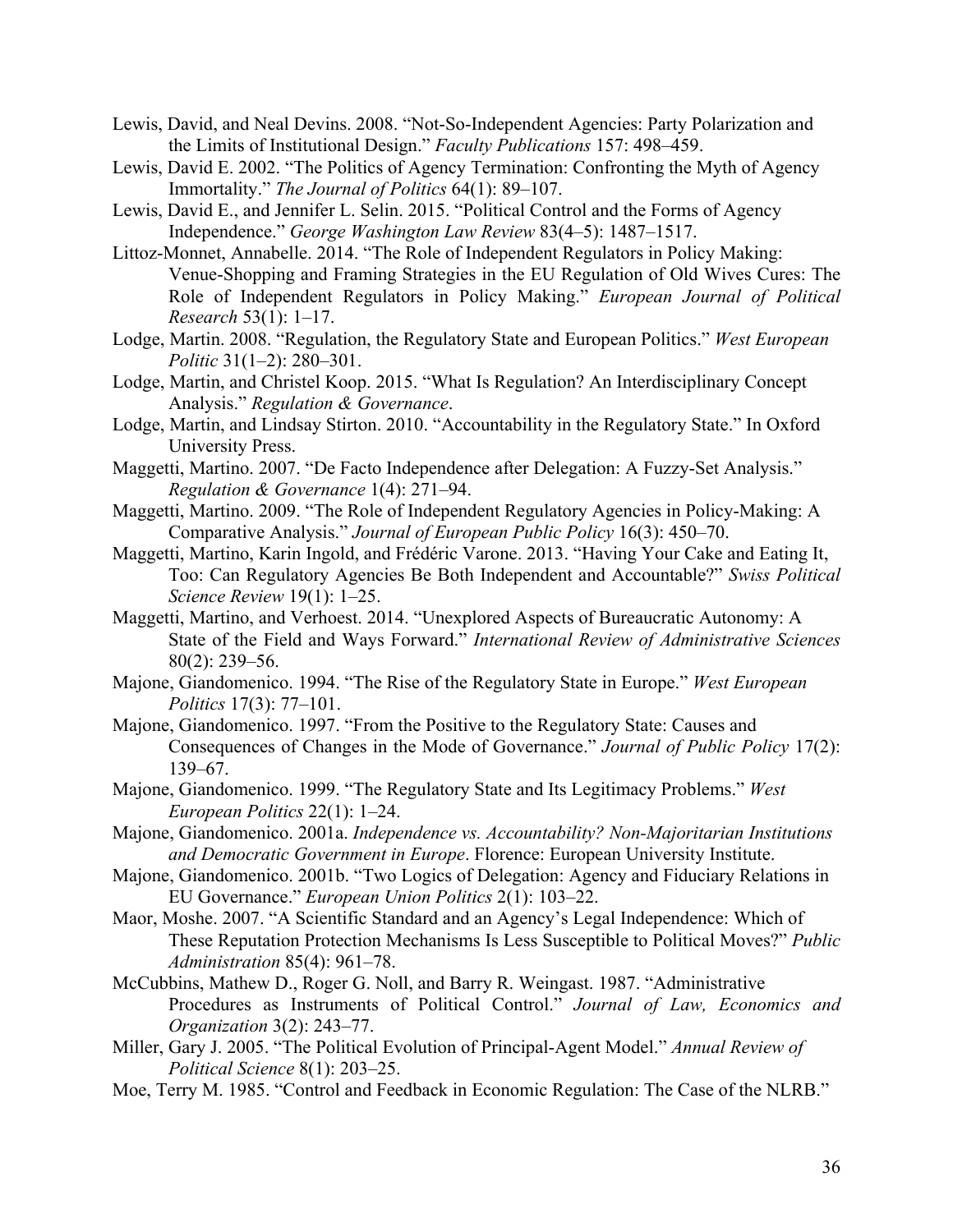Lewis, David, and Neal Devins. 2008. "Not-So-Independent Agencies: Party Polarization and the Limits of Institutional Design." *Faculty Publications* 157: 498–459.

Lewis, David E. 2002. "The Politics of Agency Termination: Confronting the Myth of Agency Immortality." *The Journal of Politics* 64(1): 89–107.

Lewis, David E., and Jennifer L. Selin. 2015. "Political Control and the Forms of Agency Independence." *George Washington Law Review* 83(4–5): 1487–1517.

Littoz-Monnet, Annabelle. 2014. "The Role of Independent Regulators in Policy Making: Venue-Shopping and Framing Strategies in the EU Regulation of Old Wives Cures: The Role of Independent Regulators in Policy Making." *European Journal of Political Research* 53(1): 1–17.

Lodge, Martin. 2008. "Regulation, the Regulatory State and European Politics." *West European Politic* 31(1–2): 280–301.

Lodge, Martin, and Christel Koop. 2015. "What Is Regulation? An Interdisciplinary Concept Analysis." *Regulation & Governance*.

Lodge, Martin, and Lindsay Stirton. 2010. "Accountability in the Regulatory State." In Oxford University Press.

Maggetti, Martino. 2007. "De Facto Independence after Delegation: A Fuzzy-Set Analysis." *Regulation & Governance* 1(4): 271–94.

Maggetti, Martino. 2009. "The Role of Independent Regulatory Agencies in Policy-Making: A Comparative Analysis." *Journal of European Public Policy* 16(3): 450–70.

Maggetti, Martino, Karin Ingold, and Frédéric Varone. 2013. "Having Your Cake and Eating It, Too: Can Regulatory Agencies Be Both Independent and Accountable?" *Swiss Political Science Review* 19(1): 1–25.

Maggetti, Martino, and Verhoest. 2014. "Unexplored Aspects of Bureaucratic Autonomy: A State of the Field and Ways Forward." *International Review of Administrative Sciences* 80(2): 239–56.

Majone, Giandomenico. 1994. "The Rise of the Regulatory State in Europe." *West European Politics* 17(3): 77–101.

Majone, Giandomenico. 1997. "From the Positive to the Regulatory State: Causes and Consequences of Changes in the Mode of Governance." *Journal of Public Policy* 17(2): 139–67.

Majone, Giandomenico. 1999. "The Regulatory State and Its Legitimacy Problems." *West European Politics* 22(1): 1–24.

Majone, Giandomenico. 2001a. *Independence vs. Accountability? Non-Majoritarian Institutions and Democratic Government in Europe*. Florence: European University Institute.

Majone, Giandomenico. 2001b. "Two Logics of Delegation: Agency and Fiduciary Relations in EU Governance." *European Union Politics* 2(1): 103–22.

Maor, Moshe. 2007. "A Scientific Standard and an Agency's Legal Independence: Which of These Reputation Protection Mechanisms Is Less Susceptible to Political Moves?" *Public Administration* 85(4): 961–78.

McCubbins, Mathew D., Roger G. Noll, and Barry R. Weingast. 1987. "Administrative Procedures as Instruments of Political Control." *Journal of Law, Economics and Organization* 3(2): 243–77.

Miller, Gary J. 2005. "The Political Evolution of Principal-Agent Model." *Annual Review of Political Science* 8(1): 203–25.

Moe, Terry M. 1985. "Control and Feedback in Economic Regulation: The Case of the NLRB."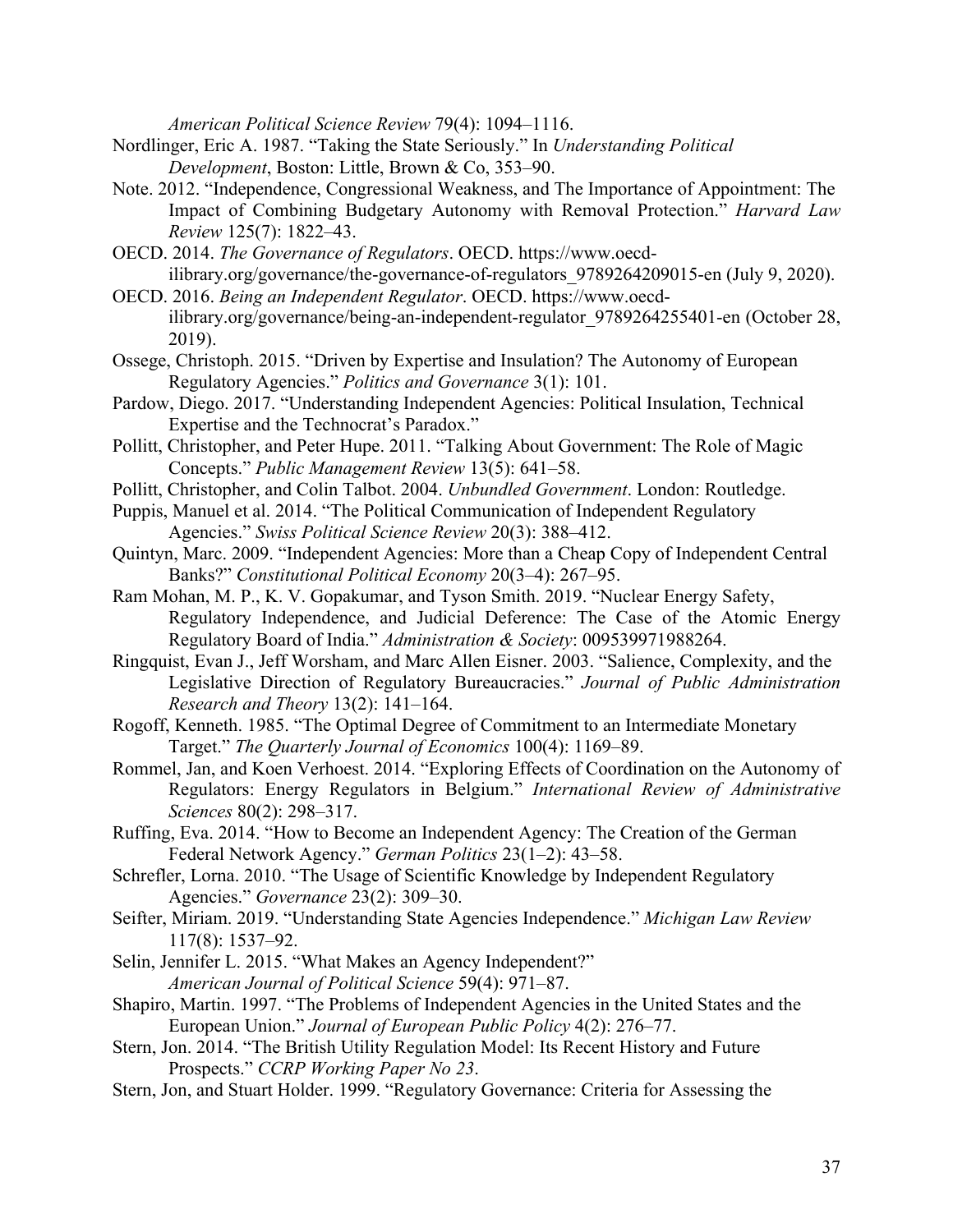*American Political Science Review* 79(4): 1094–1116.

Nordlinger, Eric A. 1987. "Taking the State Seriously." In *Understanding Political Development*, Boston: Little, Brown & Co, 353–90.

Note. 2012. "Independence, Congressional Weakness, and The Importance of Appointment: The Impact of Combining Budgetary Autonomy with Removal Protection." *Harvard Law Review* 125(7): 1822–43.

OECD. 2014. *The Governance of Regulators*. OECD. https://www.oecd-ilibrary.org/governance/the-governance-of-regulators_9789264209015-en (July 9, 2020).

OECD. 2016. *Being an Independent Regulator*. OECD. https://www.oecd-ilibrary.org/governance/being-an-independent-regulator_9789264255401-en (October 28, 2019).

Ossege, Christoph. 2015. "Driven by Expertise and Insulation? The Autonomy of European Regulatory Agencies." *Politics and Governance* 3(1): 101.

Pardow, Diego. 2017. "Understanding Independent Agencies: Political Insulation, Technical Expertise and the Technocrat's Paradox."

Pollitt, Christopher, and Peter Hupe. 2011. "Talking About Government: The Role of Magic Concepts." *Public Management Review* 13(5): 641–58.

Pollitt, Christopher, and Colin Talbot. 2004. *Unbundled Government*. London: Routledge.

Puppis, Manuel et al. 2014. "The Political Communication of Independent Regulatory Agencies." *Swiss Political Science Review* 20(3): 388–412.

Quintyn, Marc. 2009. "Independent Agencies: More than a Cheap Copy of Independent Central Banks?" *Constitutional Political Economy* 20(3–4): 267–95.

Ram Mohan, M. P., K. V. Gopakumar, and Tyson Smith. 2019. "Nuclear Energy Safety, Regulatory Independence, and Judicial Deference: The Case of the Atomic Energy Regulatory Board of India." *Administration & Society*: 009539971988264.

Ringquist, Evan J., Jeff Worsham, and Marc Allen Eisner. 2003. "Salience, Complexity, and the Legislative Direction of Regulatory Bureaucracies." *Journal of Public Administration Research and Theory* 13(2): 141–164.

Rogoff, Kenneth. 1985. "The Optimal Degree of Commitment to an Intermediate Monetary Target." *The Quarterly Journal of Economics* 100(4): 1169–89.

Rommel, Jan, and Koen Verhoest. 2014. "Exploring Effects of Coordination on the Autonomy of Regulators: Energy Regulators in Belgium." *International Review of Administrative Sciences* 80(2): 298–317.

Ruffing, Eva. 2014. "How to Become an Independent Agency: The Creation of the German Federal Network Agency." *German Politics* 23(1–2): 43–58.

Schrefler, Lorna. 2010. "The Usage of Scientific Knowledge by Independent Regulatory Agencies." *Governance* 23(2): 309–30.

Seifter, Miriam. 2019. "Understanding State Agencies Independence." *Michigan Law Review* 117(8): 1537–92.

Selin, Jennifer L. 2015. "What Makes an Agency Independent?" *American Journal of Political Science* 59(4): 971–87.

Shapiro, Martin. 1997. "The Problems of Independent Agencies in the United States and the European Union." *Journal of European Public Policy* 4(2): 276–77.

Stern, Jon. 2014. "The British Utility Regulation Model: Its Recent History and Future Prospects." *CCRP Working Paper No 23*.

Stern, Jon, and Stuart Holder. 1999. "Regulatory Governance: Criteria for Assessing the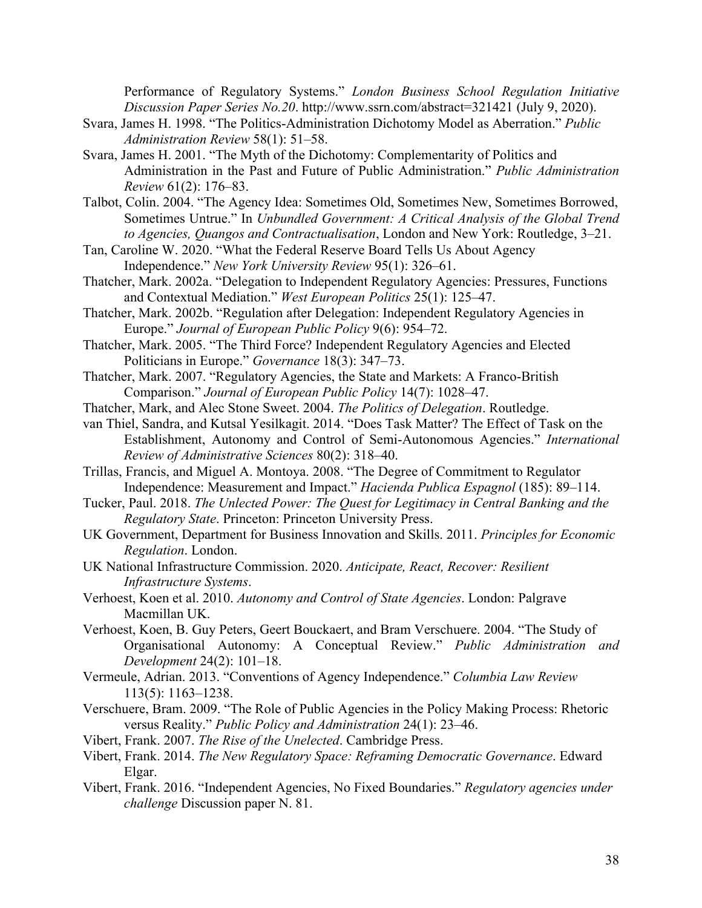Performance of Regulatory Systems." *London Business School Regulation Initiative Discussion Paper Series No.20*. http://www.ssrn.com/abstract=321421 (July 9, 2020).

Svara, James H. 1998. "The Politics-Administration Dichotomy Model as Aberration." *Public Administration Review* 58(1): 51–58.

Svara, James H. 2001. "The Myth of the Dichotomy: Complementarity of Politics and Administration in the Past and Future of Public Administration." *Public Administration Review* 61(2): 176–83.

Talbot, Colin. 2004. "The Agency Idea: Sometimes Old, Sometimes New, Sometimes Borrowed, Sometimes Untrue." In *Unbundled Government: A Critical Analysis of the Global Trend to Agencies, Quangos and Contractualisation*, London and New York: Routledge, 3–21.

Tan, Caroline W. 2020. "What the Federal Reserve Board Tells Us About Agency Independence." *New York University Review* 95(1): 326–61.

Thatcher, Mark. 2002a. "Delegation to Independent Regulatory Agencies: Pressures, Functions and Contextual Mediation." *West European Politics* 25(1): 125–47.

Thatcher, Mark. 2002b. "Regulation after Delegation: Independent Regulatory Agencies in Europe." *Journal of European Public Policy* 9(6): 954–72.

Thatcher, Mark. 2005. "The Third Force? Independent Regulatory Agencies and Elected Politicians in Europe." *Governance* 18(3): 347–73.

Thatcher, Mark. 2007. "Regulatory Agencies, the State and Markets: A Franco-British Comparison." *Journal of European Public Policy* 14(7): 1028–47.

Thatcher, Mark, and Alec Stone Sweet. 2004. *The Politics of Delegation*. Routledge.

van Thiel, Sandra, and Kutsal Yesilkagit. 2014. "Does Task Matter? The Effect of Task on the Establishment, Autonomy and Control of Semi-Autonomous Agencies." *International Review of Administrative Sciences* 80(2): 318–40.

Trillas, Francis, and Miguel A. Montoya. 2008. "The Degree of Commitment to Regulator Independence: Measurement and Impact." *Hacienda Publica Espagnol* (185): 89–114.

Tucker, Paul. 2018. *The Unlected Power: The Quest for Legitimacy in Central Banking and the Regulatory State*. Princeton: Princeton University Press.

UK Government, Department for Business Innovation and Skills. 2011. *Principles for Economic Regulation*. London.

UK National Infrastructure Commission. 2020. *Anticipate, React, Recover: Resilient Infrastructure Systems*.

Verhoest, Koen et al. 2010. *Autonomy and Control of State Agencies*. London: Palgrave Macmillan UK.

Verhoest, Koen, B. Guy Peters, Geert Bouckaert, and Bram Verschuere. 2004. "The Study of Organisational Autonomy: A Conceptual Review." *Public Administration and Development* 24(2): 101–18.

Vermeule, Adrian. 2013. "Conventions of Agency Independence." *Columbia Law Review* 113(5): 1163–1238.

Verschuere, Bram. 2009. "The Role of Public Agencies in the Policy Making Process: Rhetoric versus Reality." *Public Policy and Administration* 24(1): 23–46.

Vibert, Frank. 2007. *The Rise of the Unelected*. Cambridge Press.

Vibert, Frank. 2014. *The New Regulatory Space: Reframing Democratic Governance*. Edward Elgar.

Vibert, Frank. 2016. "Independent Agencies, No Fixed Boundaries." *Regulatory agencies under challenge* Discussion paper N. 81.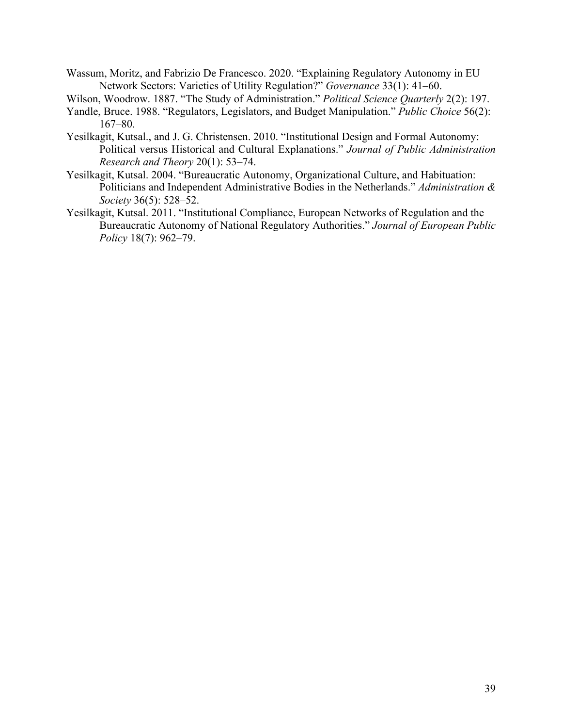Wassum, Moritz, and Fabrizio De Francesco. 2020. "Explaining Regulatory Autonomy in EU Network Sectors: Varieties of Utility Regulation?" *Governance* 33(1): 41–60.

Wilson, Woodrow. 1887. "The Study of Administration." *Political Science Quarterly* 2(2): 197.

Yandle, Bruce. 1988. "Regulators, Legislators, and Budget Manipulation." *Public Choice* 56(2): 167–80.

Yesilkagit, Kutsal., and J. G. Christensen. 2010. "Institutional Design and Formal Autonomy: Political versus Historical and Cultural Explanations." *Journal of Public Administration Research and Theory* 20(1): 53–74.

Yesilkagit, Kutsal. 2004. "Bureaucratic Autonomy, Organizational Culture, and Habituation: Politicians and Independent Administrative Bodies in the Netherlands." *Administration & Society* 36(5): 528–52.

Yesilkagit, Kutsal. 2011. "Institutional Compliance, European Networks of Regulation and the Bureaucratic Autonomy of National Regulatory Authorities." *Journal of European Public Policy* 18(7): 962–79.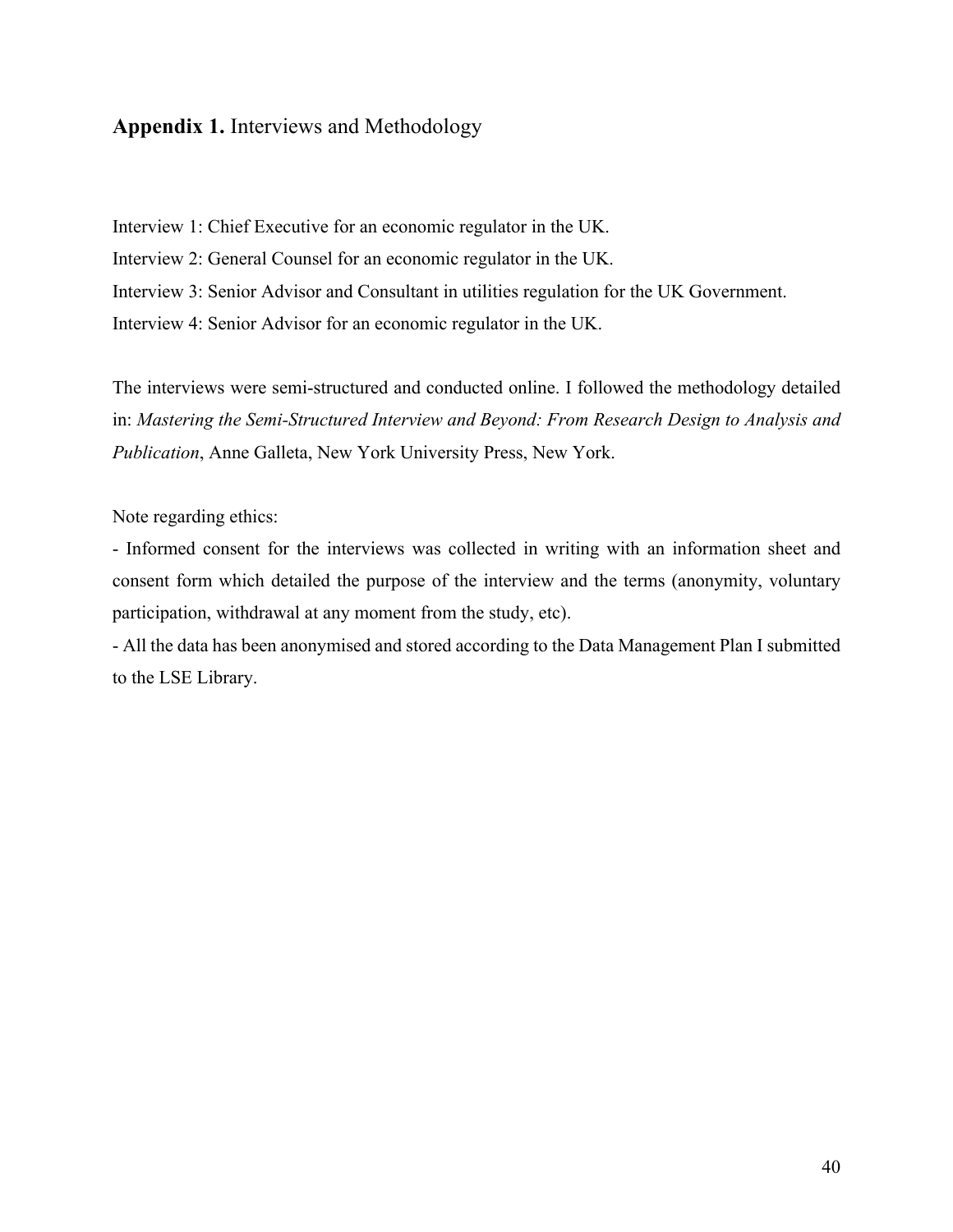## **Appendix 1.** Interviews and Methodology

Interview 1: Chief Executive for an economic regulator in the UK.

Interview 2: General Counsel for an economic regulator in the UK.

Interview 3: Senior Advisor and Consultant in utilities regulation for the UK Government.

Interview 4: Senior Advisor for an economic regulator in the UK.

The interviews were semi-structured and conducted online. I followed the methodology detailed in: *Mastering the Semi-Structured Interview and Beyond: From Research Design to Analysis and Publication*, Anne Galleta, New York University Press, New York.

Note regarding ethics:

- Informed consent for the interviews was collected in writing with an information sheet and consent form which detailed the purpose of the interview and the terms (anonymity, voluntary participation, withdrawal at any moment from the study, etc).
- All the data has been anonymised and stored according to the Data Management Plan I submitted to the LSE Library.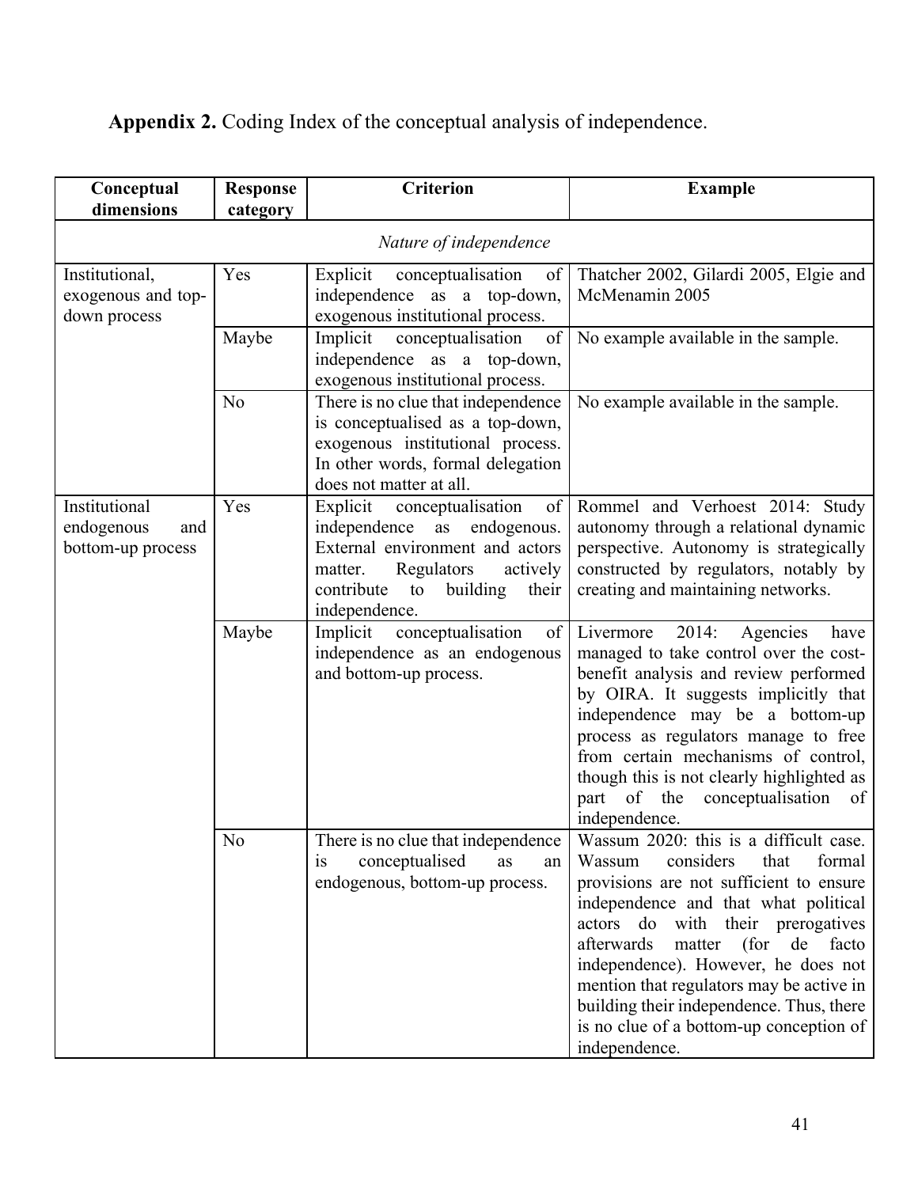**Appendix 2.** Coding Index of the conceptual analysis of independence.

| Conceptual dimensions | Response category | Criterion | Example |
|---|---|---|---|
| *Nature of independence* | | | |
| Institutional, exogenous and top-down process | Yes | Explicit conceptualisation of independence as a top-down, exogenous institutional process. | Thatcher 2002, Gilardi 2005, Elgie and McMenamin 2005 |
| | Maybe | Implicit conceptualisation of independence as a top-down, exogenous institutional process. | No example available in the sample. |
| | No | There is no clue that independence is conceptualised as a top-down, exogenous institutional process. In other words, formal delegation does not matter at all. | No example available in the sample. |
| Institutional endogenous and bottom-up process | Yes | Explicit conceptualisation of independence as endogenous. External environment and actors matter. Regulators actively contribute to building their independence. | Rommel and Verhoest 2014: Study autonomy through a relational dynamic perspective. Autonomy is strategically constructed by regulators, notably by creating and maintaining networks. |
| | Maybe | Implicit conceptualisation of independence as an endogenous and bottom-up process. | Livermore 2014: Agencies have managed to take control over the cost-benefit analysis and review performed by OIRA. It suggests implicitly that independence may be a bottom-up process as regulators manage to free from certain mechanisms of control, though this is not clearly highlighted as part of the conceptualisation of independence. |
| | No | There is no clue that independence is conceptualised as an endogenous, bottom-up process. | Wassum 2020: this is a difficult case. Wassum considers that formal provisions are not sufficient to ensure independence and that what political actors do with their prerogatives afterwards matter (for de facto independence). However, he does not mention that regulators may be active in building their independence. Thus, there is no clue of a bottom-up conception of independence. |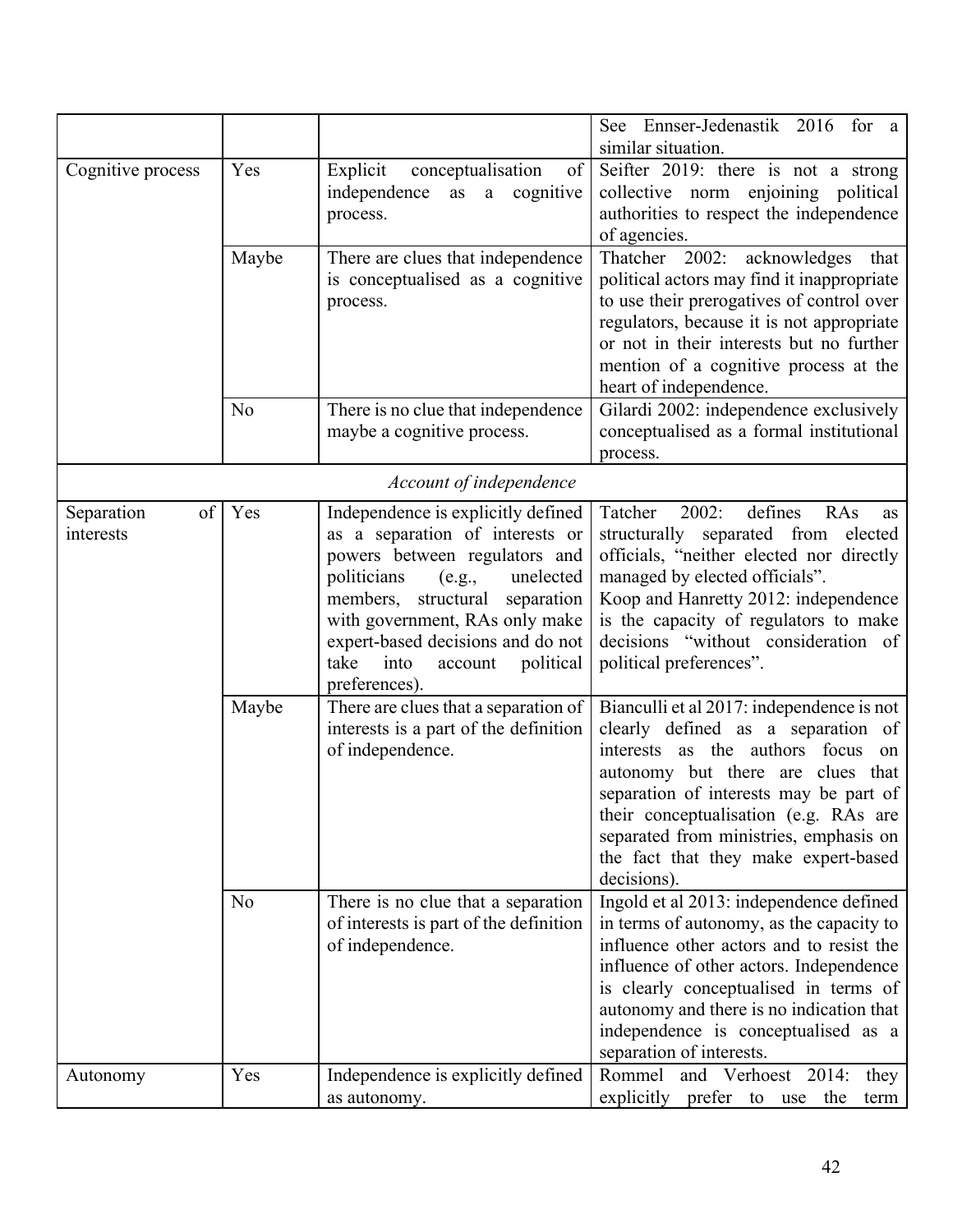| | | | |
|---|---|---|---|
| | | | See Ennser-Jedenastik 2016 for a similar situation. |
| Cognitive process | Yes | Explicit conceptualisation of independence as a cognitive process. | Seifter 2019: there is not a strong collective norm enjoining political authorities to respect the independence of agencies. |
| | Maybe | There are clues that independence is conceptualised as a cognitive process. | Thatcher 2002: acknowledges that political actors may find it inappropriate to use their prerogatives of control over regulators, because it is not appropriate or not in their interests but no further mention of a cognitive process at the heart of independence. |
| | No | There is no clue that independence maybe a cognitive process. | Gilardi 2002: independence exclusively conceptualised as a formal institutional process. |
| | | *Account of independence* | |
| Separation of interests | Yes | Independence is explicitly defined as a separation of interests or powers between regulators and politicians (e.g., unelected members, structural separation with government, RAs only make expert-based decisions and do not take into account political preferences). | Tatcher 2002: defines RAs as structurally separated from elected officials, "neither elected nor directly managed by elected officials".<br>Koop and Hanretty 2012: independence is the capacity of regulators to make decisions "without consideration of political preferences". |
| | Maybe | There are clues that a separation of interests is a part of the definition of independence. | Bianculli et al 2017: independence is not clearly defined as a separation of interests as the authors focus on autonomy but there are clues that separation of interests may be part of their conceptualisation (e.g. RAs are separated from ministries, emphasis on the fact that they make expert-based decisions). |
| | No | There is no clue that a separation of interests is part of the definition of independence. | Ingold et al 2013: independence defined in terms of autonomy, as the capacity to influence other actors and to resist the influence of other actors. Independence is clearly conceptualised in terms of autonomy and there is no indication that independence is conceptualised as a separation of interests. |
| Autonomy | Yes | Independence is explicitly defined as autonomy. | Rommel and Verhoest 2014: they explicitly prefer to use the term |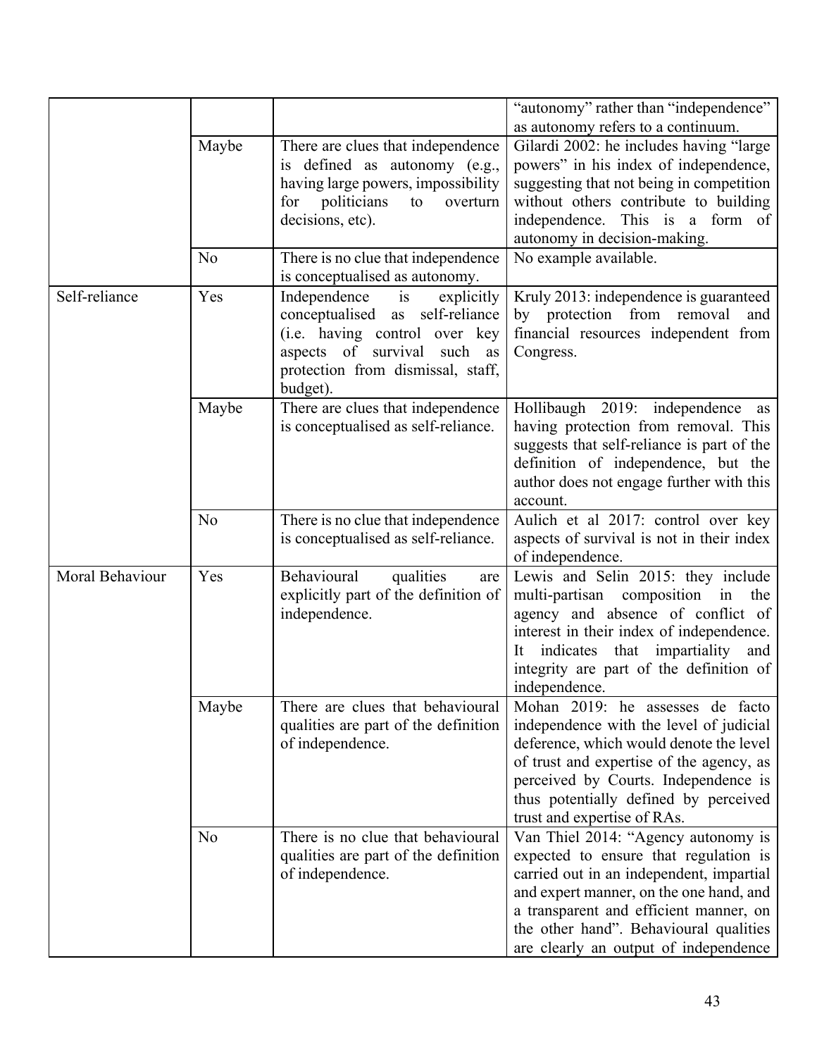| | | | |
|---|---|---|---|
| | | | "autonomy" rather than "independence" as autonomy refers to a continuum. |
| | Maybe | There are clues that independence is defined as autonomy (e.g., having large powers, impossibility for politicians to overturn decisions, etc). | Gilardi 2002: he includes having "large powers" in his index of independence, suggesting that not being in competition without others contribute to building independence. This is a form of autonomy in decision-making. |
| | No | There is no clue that independence is conceptualised as autonomy. | No example available. |
| Self-reliance | Yes | Independence is explicitly conceptualised as self-reliance (i.e. having control over key aspects of survival such as protection from dismissal, staff, budget). | Kruly 2013: independence is guaranteed by protection from removal and financial resources independent from Congress. |
| | Maybe | There are clues that independence is conceptualised as self-reliance. | Hollibaugh 2019: independence as having protection from removal. This suggests that self-reliance is part of the definition of independence, but the author does not engage further with this account. |
| | No | There is no clue that independence is conceptualised as self-reliance. | Aulich et al 2017: control over key aspects of survival is not in their index of independence. |
| Moral Behaviour | Yes | Behavioural qualities are explicitly part of the definition of independence. | Lewis and Selin 2015: they include multi-partisan composition in the agency and absence of conflict of interest in their index of independence. It indicates that impartiality and integrity are part of the definition of independence. |
| | Maybe | There are clues that behavioural qualities are part of the definition of independence. | Mohan 2019: he assesses de facto independence with the level of judicial deference, which would denote the level of trust and expertise of the agency, as perceived by Courts. Independence is thus potentially defined by perceived trust and expertise of RAs. |
| | No | There is no clue that behavioural qualities are part of the definition of independence. | Van Thiel 2014: "Agency autonomy is expected to ensure that regulation is carried out in an independent, impartial and expert manner, on the one hand, and a transparent and efficient manner, on the other hand". Behavioural qualities are clearly an output of independence |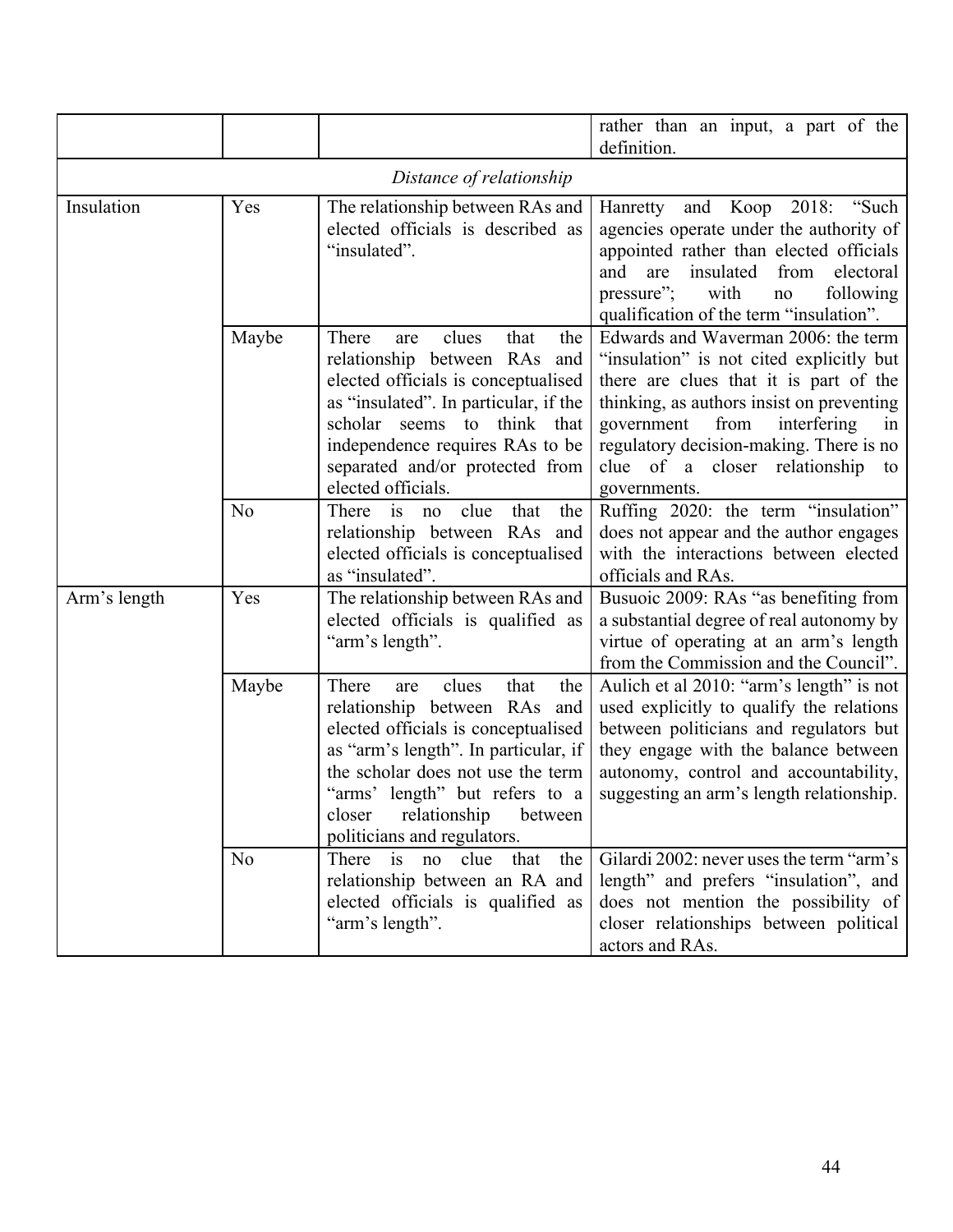| | | | |
|---|---|---|---|
| | | | rather than an input, a part of the definition. |
| | | *Distance of relationship* | |
| Insulation | Yes | The relationship between RAs and elected officials is described as "insulated". | Hanretty and Koop 2018: "Such agencies operate under the authority of appointed rather than elected officials and are insulated from electoral pressure"; with no following qualification of the term "insulation". |
| | Maybe | There are clues that the relationship between RAs and elected officials is conceptualised as "insulated". In particular, if the scholar seems to think that independence requires RAs to be separated and/or protected from elected officials. | Edwards and Waverman 2006: the term "insulation" is not cited explicitly but there are clues that it is part of the thinking, as authors insist on preventing government from interfering in regulatory decision-making. There is no clue of a closer relationship to governments. |
| | No | There is no clue that the relationship between RAs and elected officials is conceptualised as "insulated". | Ruffing 2020: the term "insulation" does not appear and the author engages with the interactions between elected officials and RAs. |
| Arm's length | Yes | The relationship between RAs and elected officials is qualified as "arm's length". | Busuoic 2009: RAs "as benefiting from a substantial degree of real autonomy by virtue of operating at an arm's length from the Commission and the Council". |
| | Maybe | There are clues that the relationship between RAs and elected officials is conceptualised as "arm's length". In particular, if the scholar does not use the term "arms' length" but refers to a closer relationship between politicians and regulators. | Aulich et al 2010: "arm's length" is not used explicitly to qualify the relations between politicians and regulators but they engage with the balance between autonomy, control and accountability, suggesting an arm's length relationship. |
| | No | There is no clue that the relationship between an RA and elected officials is qualified as "arm's length". | Gilardi 2002: never uses the term "arm's length" and prefers "insulation", and does not mention the possibility of closer relationships between political actors and RAs. |